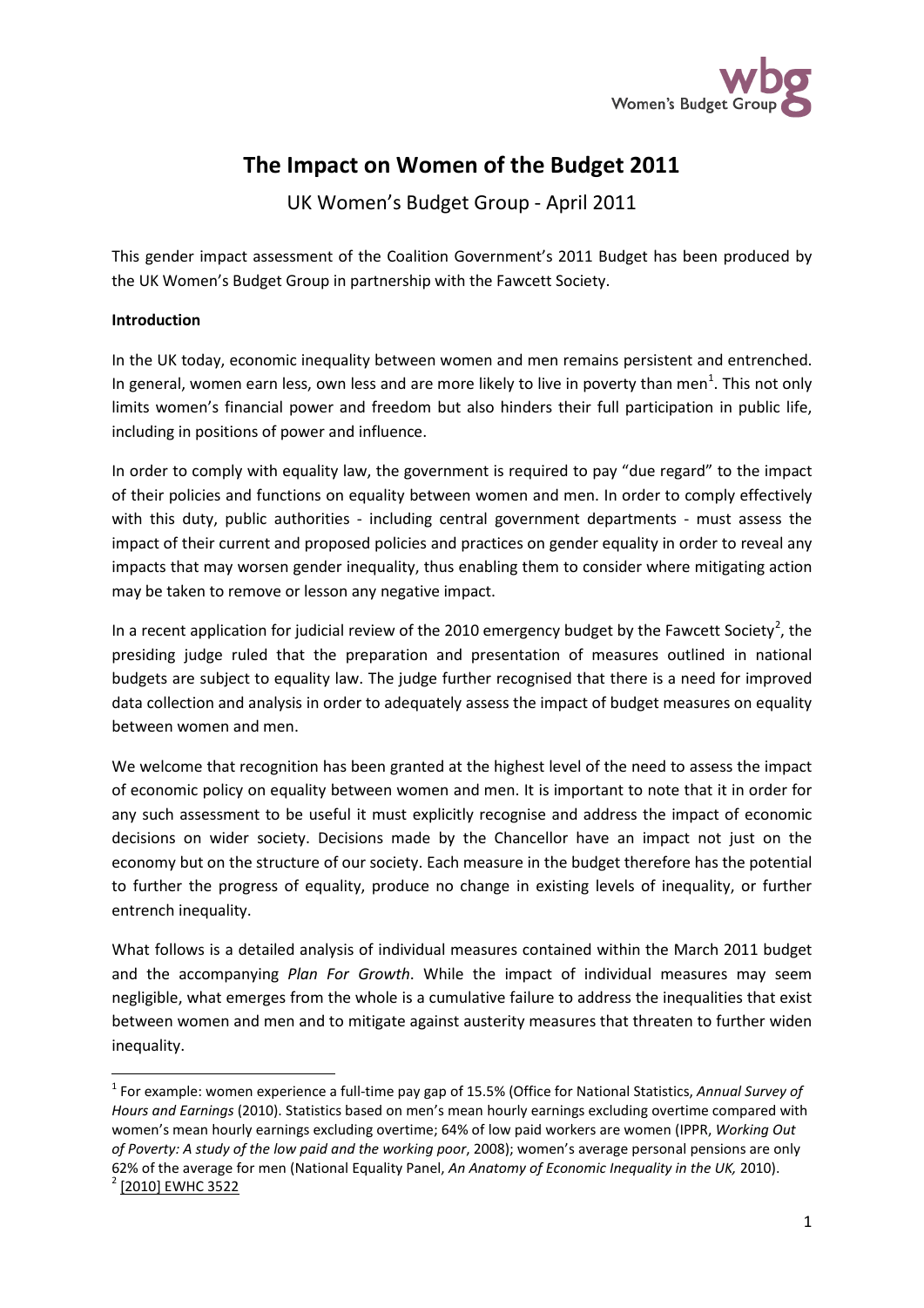# The Impact on Women of the Budget 2011

UK Women's Budget Group - April 2011

This gender impact assessment of the Coalition Government's 2011 Budget has been produced by the UK Women's Budget Group in partnership with the Fawcett Society.

**Introduction**

In the UK today, economic inequality between women and men remains persistent and entrenched. In general, women earn less, own less and are more likely to live in poverty than men[1]. This not only limits women's financial power and freedom but also hinders their full participation in public life, including in positions of power and influence.

In order to comply with equality law, the government is required to pay "due regard" to the impact of their policies and functions on equality between women and men. In order to comply effectively with this duty, public authorities - including central government departments - must assess the impact of their current and proposed policies and practices on gender equality in order to reveal any impacts that may worsen gender inequality, thus enabling them to consider where mitigating action may be taken to remove or lesson any negative impact.

In a recent application for judicial review of the 2010 emergency budget by the Fawcett Society[2], the presiding judge ruled that the preparation and presentation of measures outlined in national budgets are subject to equality law. The judge further recognised that there is a need for improved data collection and analysis in order to adequately assess the impact of budget measures on equality between women and men.

We welcome that recognition has been granted at the highest level of the need to assess the impact of economic policy on equality between women and men. It is important to note that it in order for any such assessment to be useful it must explicitly recognise and address the impact of economic decisions on wider society. Decisions made by the Chancellor have an impact not just on the economy but on the structure of our society. Each measure in the budget therefore has the potential to further the progress of equality, produce no change in existing levels of inequality, or further entrench inequality.

What follows is a detailed analysis of individual measures contained within the March 2011 budget and the accompanying *Plan For Growth*. While the impact of individual measures may seem negligible, what emerges from the whole is a cumulative failure to address the inequalities that exist between women and men and to mitigate against austerity measures that threaten to further widen inequality.

---

[1] For example: women experience a full-time pay gap of 15.5% (Office for National Statistics, *Annual Survey of Hours and Earnings* (2010). Statistics based on men's mean hourly earnings excluding overtime compared with women's mean hourly earnings excluding overtime; 64% of low paid workers are women (IPPR, *Working Out of Poverty: A study of the low paid and the working poor*, 2008); women's average personal pensions are only 62% of the average for men (National Equality Panel, *An Anatomy of Economic Inequality in the UK,* 2010).

[2] [2010] EWHC 3522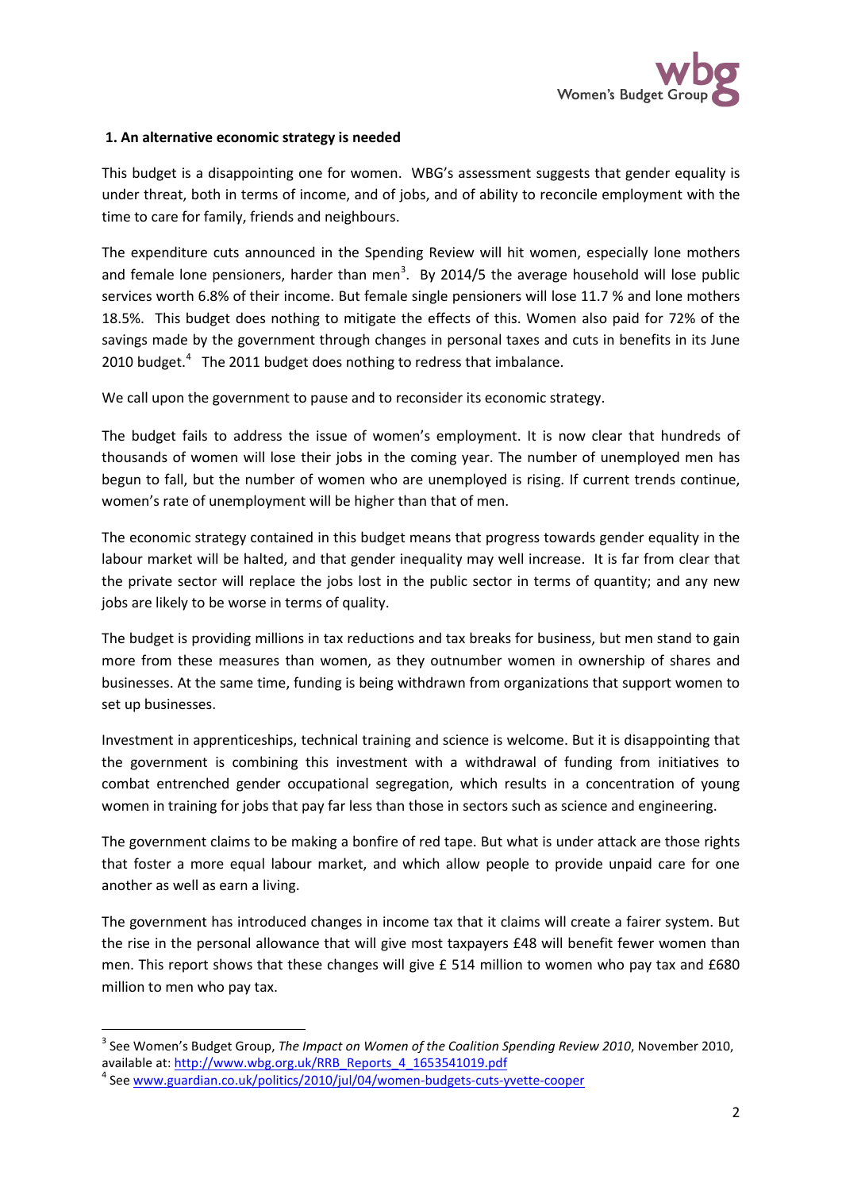**1. An alternative economic strategy is needed**

This budget is a disappointing one for women. WBG's assessment suggests that gender equality is under threat, both in terms of income, and of jobs, and of ability to reconcile employment with the time to care for family, friends and neighbours.

The expenditure cuts announced in the Spending Review will hit women, especially lone mothers and female lone pensioners, harder than men[3]. By 2014/5 the average household will lose public services worth 6.8% of their income. But female single pensioners will lose 11.7 % and lone mothers 18.5%. This budget does nothing to mitigate the effects of this. Women also paid for 72% of the savings made by the government through changes in personal taxes and cuts in benefits in its June 2010 budget.[4] The 2011 budget does nothing to redress that imbalance.

We call upon the government to pause and to reconsider its economic strategy.

The budget fails to address the issue of women's employment. It is now clear that hundreds of thousands of women will lose their jobs in the coming year. The number of unemployed men has begun to fall, but the number of women who are unemployed is rising. If current trends continue, women's rate of unemployment will be higher than that of men.

The economic strategy contained in this budget means that progress towards gender equality in the labour market will be halted, and that gender inequality may well increase. It is far from clear that the private sector will replace the jobs lost in the public sector in terms of quantity; and any new jobs are likely to be worse in terms of quality.

The budget is providing millions in tax reductions and tax breaks for business, but men stand to gain more from these measures than women, as they outnumber women in ownership of shares and businesses. At the same time, funding is being withdrawn from organizations that support women to set up businesses.

Investment in apprenticeships, technical training and science is welcome. But it is disappointing that the government is combining this investment with a withdrawal of funding from initiatives to combat entrenched gender occupational segregation, which results in a concentration of young women in training for jobs that pay far less than those in sectors such as science and engineering.

The government claims to be making a bonfire of red tape. But what is under attack are those rights that foster a more equal labour market, and which allow people to provide unpaid care for one another as well as earn a living.

The government has introduced changes in income tax that it claims will create a fairer system. But the rise in the personal allowance that will give most taxpayers £48 will benefit fewer women than men. This report shows that these changes will give £ 514 million to women who pay tax and £680 million to men who pay tax.

---

[3] See Women's Budget Group, *The Impact on Women of the Coalition Spending Review 2010*, November 2010, available at: http://www.wbg.org.uk/RRB_Reports_4_1653541019.pdf

[4] See www.guardian.co.uk/politics/2010/jul/04/women-budgets-cuts-yvette-cooper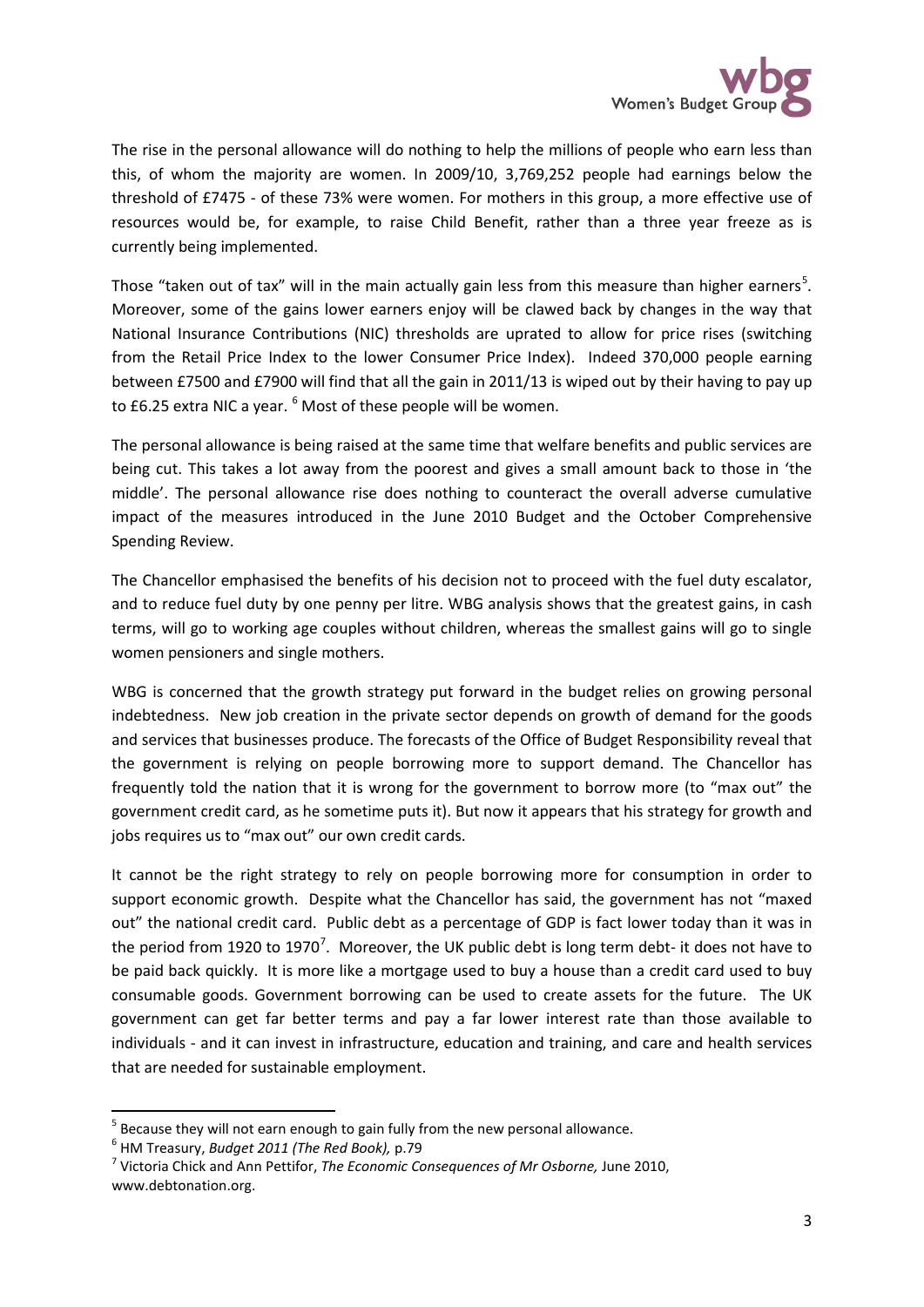The rise in the personal allowance will do nothing to help the millions of people who earn less than this, of whom the majority are women. In 2009/10, 3,769,252 people had earnings below the threshold of £7475 - of these 73% were women. For mothers in this group, a more effective use of resources would be, for example, to raise Child Benefit, rather than a three year freeze as is currently being implemented.

Those "taken out of tax" will in the main actually gain less from this measure than higher earners[5]. Moreover, some of the gains lower earners enjoy will be clawed back by changes in the way that National Insurance Contributions (NIC) thresholds are uprated to allow for price rises (switching from the Retail Price Index to the lower Consumer Price Index). Indeed 370,000 people earning between £7500 and £7900 will find that all the gain in 2011/13 is wiped out by their having to pay up to £6.25 extra NIC a year. [6] Most of these people will be women.

The personal allowance is being raised at the same time that welfare benefits and public services are being cut. This takes a lot away from the poorest and gives a small amount back to those in 'the middle'. The personal allowance rise does nothing to counteract the overall adverse cumulative impact of the measures introduced in the June 2010 Budget and the October Comprehensive Spending Review.

The Chancellor emphasised the benefits of his decision not to proceed with the fuel duty escalator, and to reduce fuel duty by one penny per litre. WBG analysis shows that the greatest gains, in cash terms, will go to working age couples without children, whereas the smallest gains will go to single women pensioners and single mothers.

WBG is concerned that the growth strategy put forward in the budget relies on growing personal indebtedness. New job creation in the private sector depends on growth of demand for the goods and services that businesses produce. The forecasts of the Office of Budget Responsibility reveal that the government is relying on people borrowing more to support demand. The Chancellor has frequently told the nation that it is wrong for the government to borrow more (to "max out" the government credit card, as he sometime puts it). But now it appears that his strategy for growth and jobs requires us to "max out" our own credit cards.

It cannot be the right strategy to rely on people borrowing more for consumption in order to support economic growth. Despite what the Chancellor has said, the government has not "maxed out" the national credit card. Public debt as a percentage of GDP is fact lower today than it was in the period from 1920 to 1970[7]. Moreover, the UK public debt is long term debt- it does not have to be paid back quickly. It is more like a mortgage used to buy a house than a credit card used to buy consumable goods. Government borrowing can be used to create assets for the future. The UK government can get far better terms and pay a far lower interest rate than those available to individuals - and it can invest in infrastructure, education and training, and care and health services that are needed for sustainable employment.

---

[5] Because they will not earn enough to gain fully from the new personal allowance.

[6] HM Treasury, *Budget 2011 (The Red Book),* p.79

[7] Victoria Chick and Ann Pettifor, *The Economic Consequences of Mr Osborne,* June 2010, www.debtonation.org.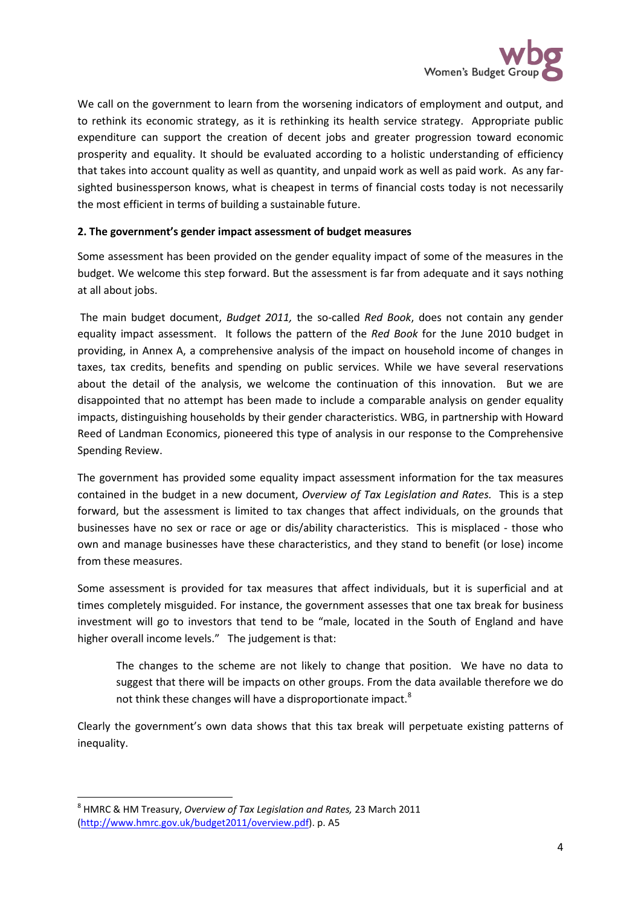We call on the government to learn from the worsening indicators of employment and output, and to rethink its economic strategy, as it is rethinking its health service strategy. Appropriate public expenditure can support the creation of decent jobs and greater progression toward economic prosperity and equality. It should be evaluated according to a holistic understanding of efficiency that takes into account quality as well as quantity, and unpaid work as well as paid work. As any far-sighted businessperson knows, what is cheapest in terms of financial costs today is not necessarily the most efficient in terms of building a sustainable future.

**2. The government's gender impact assessment of budget measures**

Some assessment has been provided on the gender equality impact of some of the measures in the budget. We welcome this step forward. But the assessment is far from adequate and it says nothing at all about jobs.

The main budget document, *Budget 2011,* the so-called *Red Book*, does not contain any gender equality impact assessment. It follows the pattern of the *Red Book* for the June 2010 budget in providing, in Annex A, a comprehensive analysis of the impact on household income of changes in taxes, tax credits, benefits and spending on public services. While we have several reservations about the detail of the analysis, we welcome the continuation of this innovation. But we are disappointed that no attempt has been made to include a comparable analysis on gender equality impacts, distinguishing households by their gender characteristics. WBG, in partnership with Howard Reed of Landman Economics, pioneered this type of analysis in our response to the Comprehensive Spending Review.

The government has provided some equality impact assessment information for the tax measures contained in the budget in a new document, *Overview of Tax Legislation and Rates.* This is a step forward, but the assessment is limited to tax changes that affect individuals, on the grounds that businesses have no sex or race or age or dis/ability characteristics. This is misplaced - those who own and manage businesses have these characteristics, and they stand to benefit (or lose) income from these measures.

Some assessment is provided for tax measures that affect individuals, but it is superficial and at times completely misguided. For instance, the government assesses that one tax break for business investment will go to investors that tend to be "male, located in the South of England and have higher overall income levels." The judgement is that:

> The changes to the scheme are not likely to change that position. We have no data to suggest that there will be impacts on other groups. From the data available therefore we do not think these changes will have a disproportionate impact.[8]

Clearly the government's own data shows that this tax break will perpetuate existing patterns of inequality.

---

[8] HMRC & HM Treasury, *Overview of Tax Legislation and Rates,* 23 March 2011 (http://www.hmrc.gov.uk/budget2011/overview.pdf). p. A5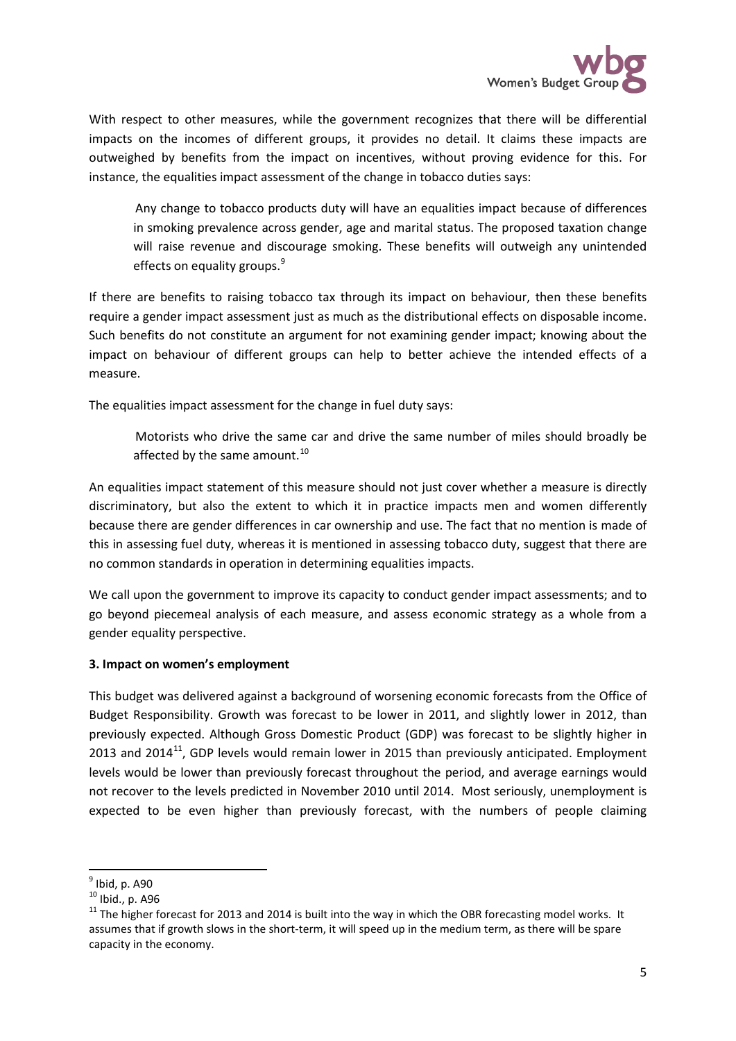With respect to other measures, while the government recognizes that there will be differential impacts on the incomes of different groups, it provides no detail. It claims these impacts are outweighed by benefits from the impact on incentives, without proving evidence for this. For instance, the equalities impact assessment of the change in tobacco duties says:

> Any change to tobacco products duty will have an equalities impact because of differences in smoking prevalence across gender, age and marital status. The proposed taxation change will raise revenue and discourage smoking. These benefits will outweigh any unintended effects on equality groups.[9]

If there are benefits to raising tobacco tax through its impact on behaviour, then these benefits require a gender impact assessment just as much as the distributional effects on disposable income. Such benefits do not constitute an argument for not examining gender impact; knowing about the impact on behaviour of different groups can help to better achieve the intended effects of a measure.

The equalities impact assessment for the change in fuel duty says:

> Motorists who drive the same car and drive the same number of miles should broadly be affected by the same amount.[10]

An equalities impact statement of this measure should not just cover whether a measure is directly discriminatory, but also the extent to which it in practice impacts men and women differently because there are gender differences in car ownership and use. The fact that no mention is made of this in assessing fuel duty, whereas it is mentioned in assessing tobacco duty, suggest that there are no common standards in operation in determining equalities impacts.

We call upon the government to improve its capacity to conduct gender impact assessments; and to go beyond piecemeal analysis of each measure, and assess economic strategy as a whole from a gender equality perspective.

**3. Impact on women's employment**

This budget was delivered against a background of worsening economic forecasts from the Office of Budget Responsibility. Growth was forecast to be lower in 2011, and slightly lower in 2012, than previously expected. Although Gross Domestic Product (GDP) was forecast to be slightly higher in 2013 and 2014[11], GDP levels would remain lower in 2015 than previously anticipated. Employment levels would be lower than previously forecast throughout the period, and average earnings would not recover to the levels predicted in November 2010 until 2014. Most seriously, unemployment is expected to be even higher than previously forecast, with the numbers of people claiming

---

[9] Ibid, p. A90

[10] Ibid., p. A96

[11] The higher forecast for 2013 and 2014 is built into the way in which the OBR forecasting model works. It assumes that if growth slows in the short-term, it will speed up in the medium term, as there will be spare capacity in the economy.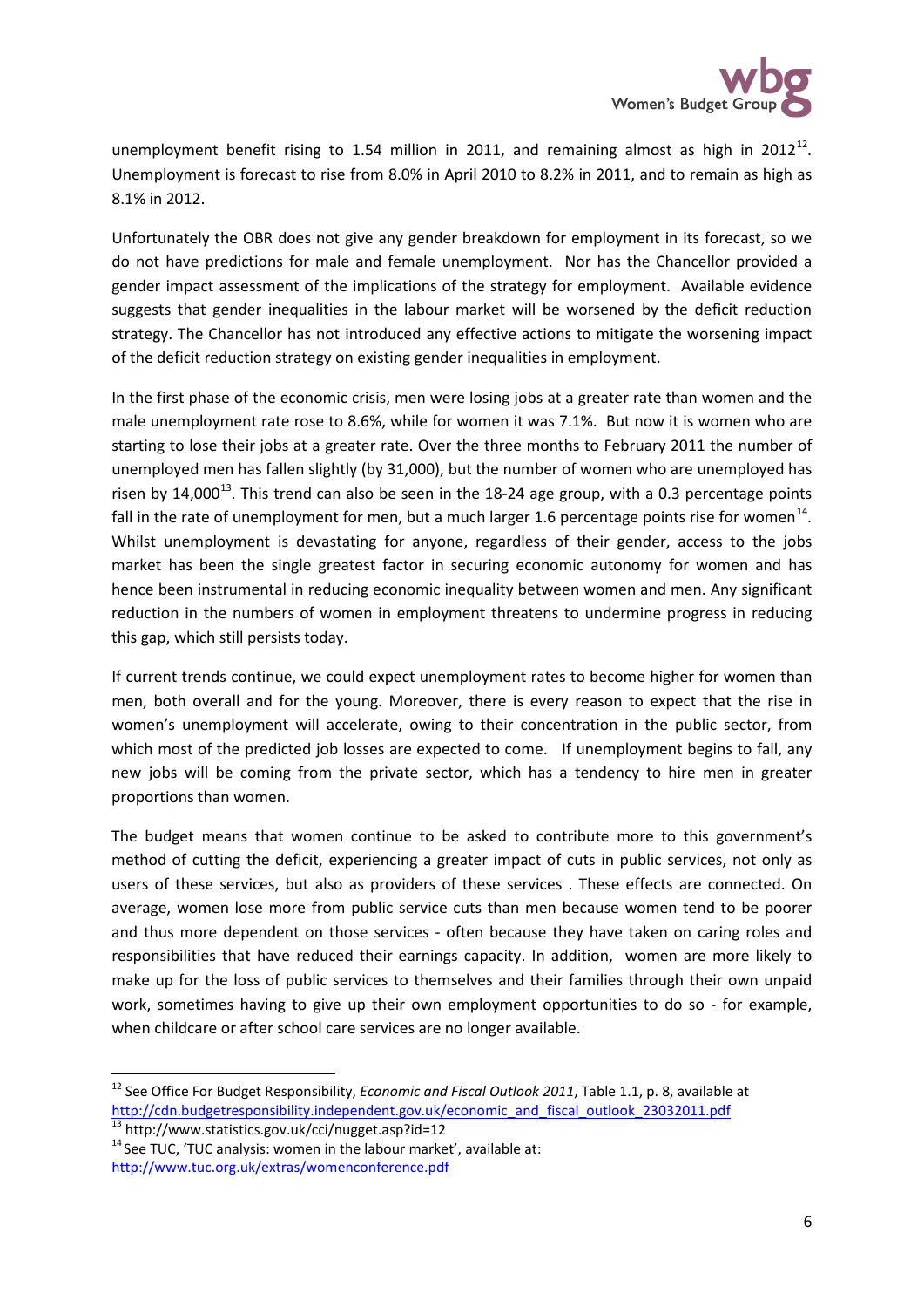unemployment benefit rising to 1.54 million in 2011, and remaining almost as high in 2012[12]. Unemployment is forecast to rise from 8.0% in April 2010 to 8.2% in 2011, and to remain as high as 8.1% in 2012.

Unfortunately the OBR does not give any gender breakdown for employment in its forecast, so we do not have predictions for male and female unemployment. Nor has the Chancellor provided a gender impact assessment of the implications of the strategy for employment. Available evidence suggests that gender inequalities in the labour market will be worsened by the deficit reduction strategy. The Chancellor has not introduced any effective actions to mitigate the worsening impact of the deficit reduction strategy on existing gender inequalities in employment.

In the first phase of the economic crisis, men were losing jobs at a greater rate than women and the male unemployment rate rose to 8.6%, while for women it was 7.1%. But now it is women who are starting to lose their jobs at a greater rate. Over the three months to February 2011 the number of unemployed men has fallen slightly (by 31,000), but the number of women who are unemployed has risen by 14,000[13]. This trend can also be seen in the 18-24 age group, with a 0.3 percentage points fall in the rate of unemployment for men, but a much larger 1.6 percentage points rise for women[14]. Whilst unemployment is devastating for anyone, regardless of their gender, access to the jobs market has been the single greatest factor in securing economic autonomy for women and has hence been instrumental in reducing economic inequality between women and men. Any significant reduction in the numbers of women in employment threatens to undermine progress in reducing this gap, which still persists today.

If current trends continue, we could expect unemployment rates to become higher for women than men, both overall and for the young. Moreover, there is every reason to expect that the rise in women's unemployment will accelerate, owing to their concentration in the public sector, from which most of the predicted job losses are expected to come. If unemployment begins to fall, any new jobs will be coming from the private sector, which has a tendency to hire men in greater proportions than women.

The budget means that women continue to be asked to contribute more to this government's method of cutting the deficit, experiencing a greater impact of cuts in public services, not only as users of these services, but also as providers of these services . These effects are connected. On average, women lose more from public service cuts than men because women tend to be poorer and thus more dependent on those services - often because they have taken on caring roles and responsibilities that have reduced their earnings capacity. In addition, women are more likely to make up for the loss of public services to themselves and their families through their own unpaid work, sometimes having to give up their own employment opportunities to do so - for example, when childcare or after school care services are no longer available.

---

[12] See Office For Budget Responsibility, *Economic and Fiscal Outlook 2011*, Table 1.1, p. 8, available at http://cdn.budgetresponsibility.independent.gov.uk/economic_and_fiscal_outlook_23032011.pdf

[13] http://www.statistics.gov.uk/cci/nugget.asp?id=12

[14] See TUC, 'TUC analysis: women in the labour market', available at: http://www.tuc.org.uk/extras/womenconference.pdf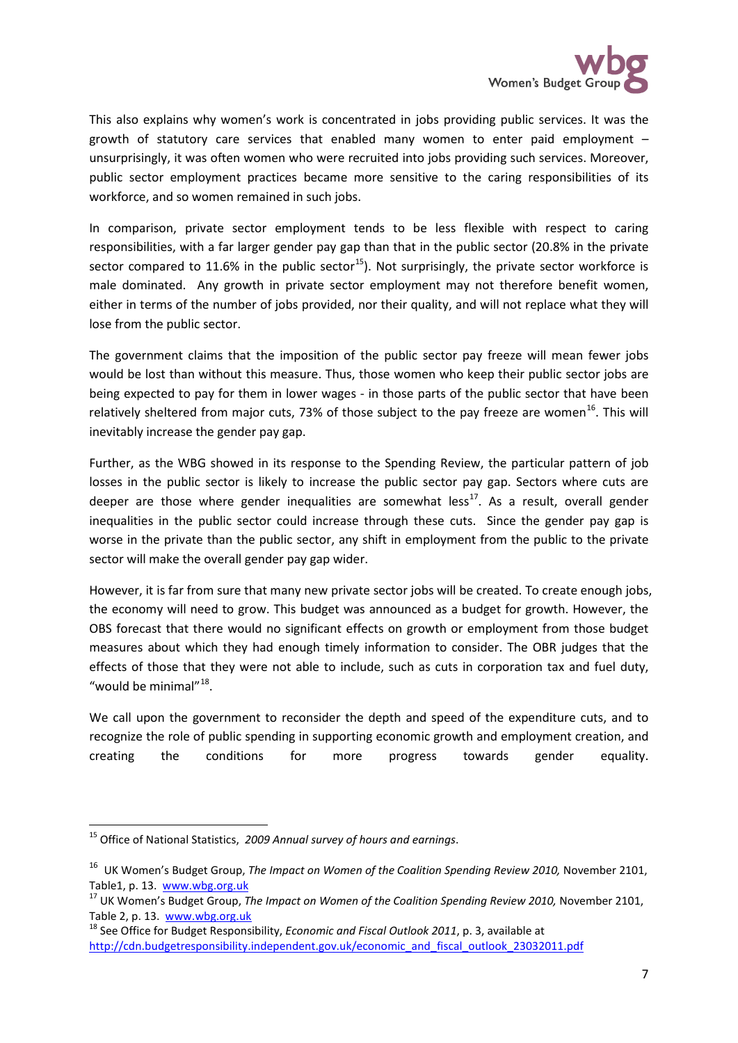This also explains why women's work is concentrated in jobs providing public services. It was the growth of statutory care services that enabled many women to enter paid employment – unsurprisingly, it was often women who were recruited into jobs providing such services. Moreover, public sector employment practices became more sensitive to the caring responsibilities of its workforce, and so women remained in such jobs.

In comparison, private sector employment tends to be less flexible with respect to caring responsibilities, with a far larger gender pay gap than that in the public sector (20.8% in the private sector compared to 11.6% in the public sector[15]). Not surprisingly, the private sector workforce is male dominated. Any growth in private sector employment may not therefore benefit women, either in terms of the number of jobs provided, nor their quality, and will not replace what they will lose from the public sector.

The government claims that the imposition of the public sector pay freeze will mean fewer jobs would be lost than without this measure. Thus, those women who keep their public sector jobs are being expected to pay for them in lower wages - in those parts of the public sector that have been relatively sheltered from major cuts, 73% of those subject to the pay freeze are women[16]. This will inevitably increase the gender pay gap.

Further, as the WBG showed in its response to the Spending Review, the particular pattern of job losses in the public sector is likely to increase the public sector pay gap. Sectors where cuts are deeper are those where gender inequalities are somewhat less[17]. As a result, overall gender inequalities in the public sector could increase through these cuts. Since the gender pay gap is worse in the private than the public sector, any shift in employment from the public to the private sector will make the overall gender pay gap wider.

However, it is far from sure that many new private sector jobs will be created. To create enough jobs, the economy will need to grow. This budget was announced as a budget for growth. However, the OBS forecast that there would no significant effects on growth or employment from those budget measures about which they had enough timely information to consider. The OBR judges that the effects of those that they were not able to include, such as cuts in corporation tax and fuel duty, "would be minimal"[18].

We call upon the government to reconsider the depth and speed of the expenditure cuts, and to recognize the role of public spending in supporting economic growth and employment creation, and creating the conditions for more progress towards gender equality.

---

[15] Office of National Statistics, *2009 Annual survey of hours and earnings*.

[16] UK Women's Budget Group, *The Impact on Women of the Coalition Spending Review 2010,* November 2101, Table1, p. 13. www.wbg.org.uk

[17] UK Women's Budget Group, *The Impact on Women of the Coalition Spending Review 2010,* November 2101, Table 2, p. 13. www.wbg.org.uk

[18] See Office for Budget Responsibility, *Economic and Fiscal Outlook 2011*, p. 3, available at http://cdn.budgetresponsibility.independent.gov.uk/economic_and_fiscal_outlook_23032011.pdf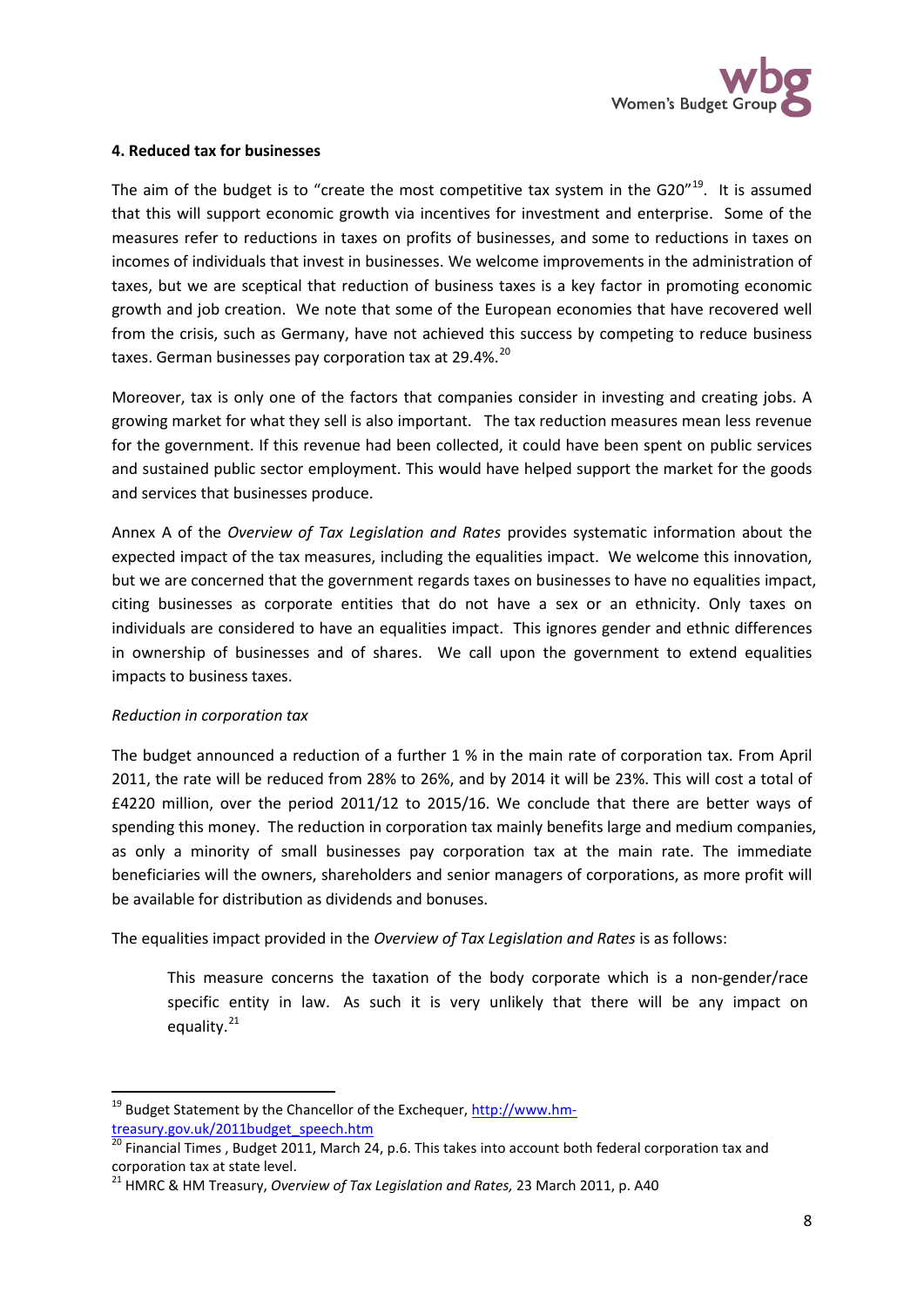#### 4. Reduced tax for businesses

The aim of the budget is to "create the most competitive tax system in the G20"[19]. It is assumed that this will support economic growth via incentives for investment and enterprise. Some of the measures refer to reductions in taxes on profits of businesses, and some to reductions in taxes on incomes of individuals that invest in businesses. We welcome improvements in the administration of taxes, but we are sceptical that reduction of business taxes is a key factor in promoting economic growth and job creation. We note that some of the European economies that have recovered well from the crisis, such as Germany, have not achieved this success by competing to reduce business taxes. German businesses pay corporation tax at 29.4%.[20]

Moreover, tax is only one of the factors that companies consider in investing and creating jobs. A growing market for what they sell is also important. The tax reduction measures mean less revenue for the government. If this revenue had been collected, it could have been spent on public services and sustained public sector employment. This would have helped support the market for the goods and services that businesses produce.

Annex A of the *Overview of Tax Legislation and Rates* provides systematic information about the expected impact of the tax measures, including the equalities impact. We welcome this innovation, but we are concerned that the government regards taxes on businesses to have no equalities impact, citing businesses as corporate entities that do not have a sex or an ethnicity. Only taxes on individuals are considered to have an equalities impact. This ignores gender and ethnic differences in ownership of businesses and of shares. We call upon the government to extend equalities impacts to business taxes.

*Reduction in corporation tax*

The budget announced a reduction of a further 1 % in the main rate of corporation tax. From April 2011, the rate will be reduced from 28% to 26%, and by 2014 it will be 23%. This will cost a total of £4220 million, over the period 2011/12 to 2015/16. We conclude that there are better ways of spending this money. The reduction in corporation tax mainly benefits large and medium companies, as only a minority of small businesses pay corporation tax at the main rate. The immediate beneficiaries will the owners, shareholders and senior managers of corporations, as more profit will be available for distribution as dividends and bonuses.

The equalities impact provided in the *Overview of Tax Legislation and Rates* is as follows:

> This measure concerns the taxation of the body corporate which is a non-gender/race specific entity in law. As such it is very unlikely that there will be any impact on equality.[21]

---

[19] Budget Statement by the Chancellor of the Exchequer, http://www.hm-treasury.gov.uk/2011budget_speech.htm

[20] Financial Times , Budget 2011, March 24, p.6. This takes into account both federal corporation tax and corporation tax at state level.

[21] HMRC & HM Treasury, *Overview of Tax Legislation and Rates,* 23 March 2011, p. A40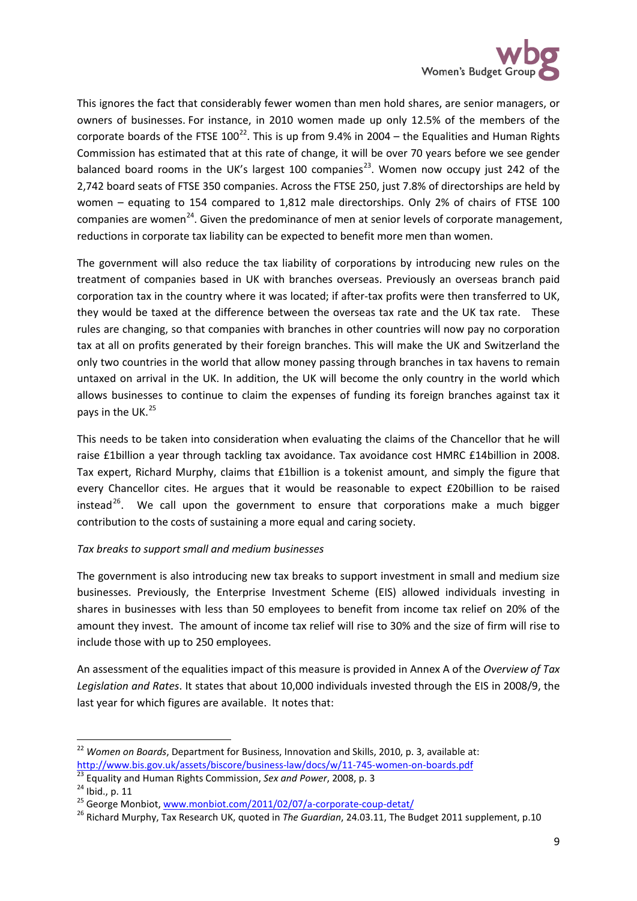This ignores the fact that considerably fewer women than men hold shares, are senior managers, or owners of businesses. For instance, in 2010 women made up only 12.5% of the members of the corporate boards of the FTSE 100[22]. This is up from 9.4% in 2004 – the Equalities and Human Rights Commission has estimated that at this rate of change, it will be over 70 years before we see gender balanced board rooms in the UK's largest 100 companies[23]. Women now occupy just 242 of the 2,742 board seats of FTSE 350 companies. Across the FTSE 250, just 7.8% of directorships are held by women – equating to 154 compared to 1,812 male directorships. Only 2% of chairs of FTSE 100 companies are women[24]. Given the predominance of men at senior levels of corporate management, reductions in corporate tax liability can be expected to benefit more men than women.

The government will also reduce the tax liability of corporations by introducing new rules on the treatment of companies based in UK with branches overseas. Previously an overseas branch paid corporation tax in the country where it was located; if after-tax profits were then transferred to UK, they would be taxed at the difference between the overseas tax rate and the UK tax rate. These rules are changing, so that companies with branches in other countries will now pay no corporation tax at all on profits generated by their foreign branches. This will make the UK and Switzerland the only two countries in the world that allow money passing through branches in tax havens to remain untaxed on arrival in the UK. In addition, the UK will become the only country in the world which allows businesses to continue to claim the expenses of funding its foreign branches against tax it pays in the UK.[25]

This needs to be taken into consideration when evaluating the claims of the Chancellor that he will raise £1billion a year through tackling tax avoidance. Tax avoidance cost HMRC £14billion in 2008. Tax expert, Richard Murphy, claims that £1billion is a tokenist amount, and simply the figure that every Chancellor cites. He argues that it would be reasonable to expect £20billion to be raised instead[26]. We call upon the government to ensure that corporations make a much bigger contribution to the costs of sustaining a more equal and caring society.

*Tax breaks to support small and medium businesses*

The government is also introducing new tax breaks to support investment in small and medium size businesses. Previously, the Enterprise Investment Scheme (EIS) allowed individuals investing in shares in businesses with less than 50 employees to benefit from income tax relief on 20% of the amount they invest. The amount of income tax relief will rise to 30% and the size of firm will rise to include those with up to 250 employees.

An assessment of the equalities impact of this measure is provided in Annex A of the *Overview of Tax Legislation and Rates*. It states that about 10,000 individuals invested through the EIS in 2008/9, the last year for which figures are available. It notes that:

---

[22] *Women on Boards*, Department for Business, Innovation and Skills, 2010, p. 3, available at: http://www.bis.gov.uk/assets/biscore/business-law/docs/w/11-745-women-on-boards.pdf

[23] Equality and Human Rights Commission, *Sex and Power*, 2008, p. 3

[24] Ibid., p. 11

[25] George Monbiot, www.monbiot.com/2011/02/07/a-corporate-coup-detat/

[26] Richard Murphy, Tax Research UK, quoted in *The Guardian*, 24.03.11, The Budget 2011 supplement, p.10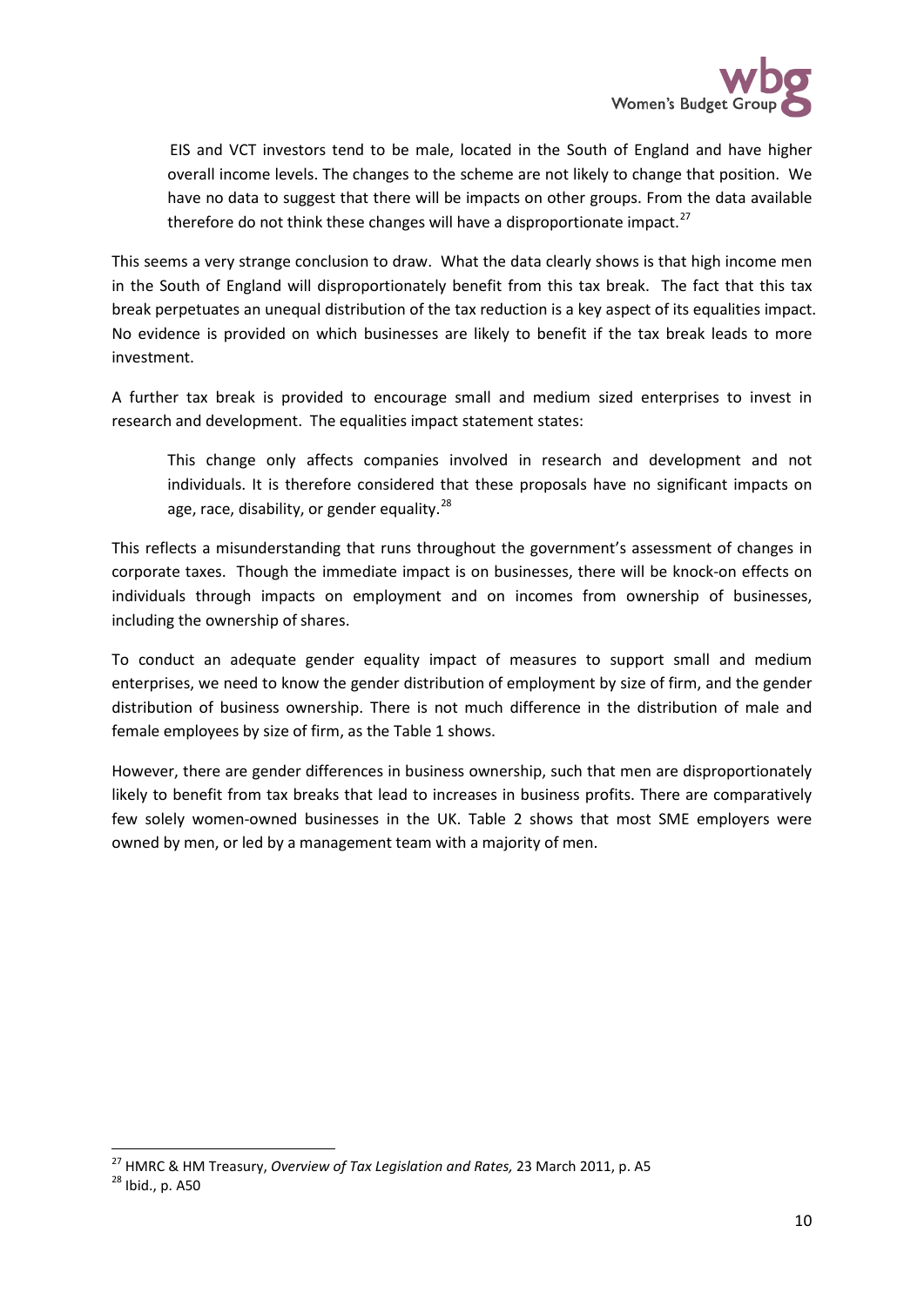> EIS and VCT investors tend to be male, located in the South of England and have higher overall income levels. The changes to the scheme are not likely to change that position. We have no data to suggest that there will be impacts on other groups. From the data available therefore do not think these changes will have a disproportionate impact.[27]

This seems a very strange conclusion to draw. What the data clearly shows is that high income men in the South of England will disproportionately benefit from this tax break. The fact that this tax break perpetuates an unequal distribution of the tax reduction is a key aspect of its equalities impact. No evidence is provided on which businesses are likely to benefit if the tax break leads to more investment.

A further tax break is provided to encourage small and medium sized enterprises to invest in research and development. The equalities impact statement states:

> This change only affects companies involved in research and development and not individuals. It is therefore considered that these proposals have no significant impacts on age, race, disability, or gender equality.[28]

This reflects a misunderstanding that runs throughout the government's assessment of changes in corporate taxes. Though the immediate impact is on businesses, there will be knock-on effects on individuals through impacts on employment and on incomes from ownership of businesses, including the ownership of shares.

To conduct an adequate gender equality impact of measures to support small and medium enterprises, we need to know the gender distribution of employment by size of firm, and the gender distribution of business ownership. There is not much difference in the distribution of male and female employees by size of firm, as the Table 1 shows.

However, there are gender differences in business ownership, such that men are disproportionately likely to benefit from tax breaks that lead to increases in business profits. There are comparatively few solely women-owned businesses in the UK. Table 2 shows that most SME employers were owned by men, or led by a management team with a majority of men.

---

[27] HMRC & HM Treasury, *Overview of Tax Legislation and Rates,* 23 March 2011, p. A5

[28] Ibid., p. A50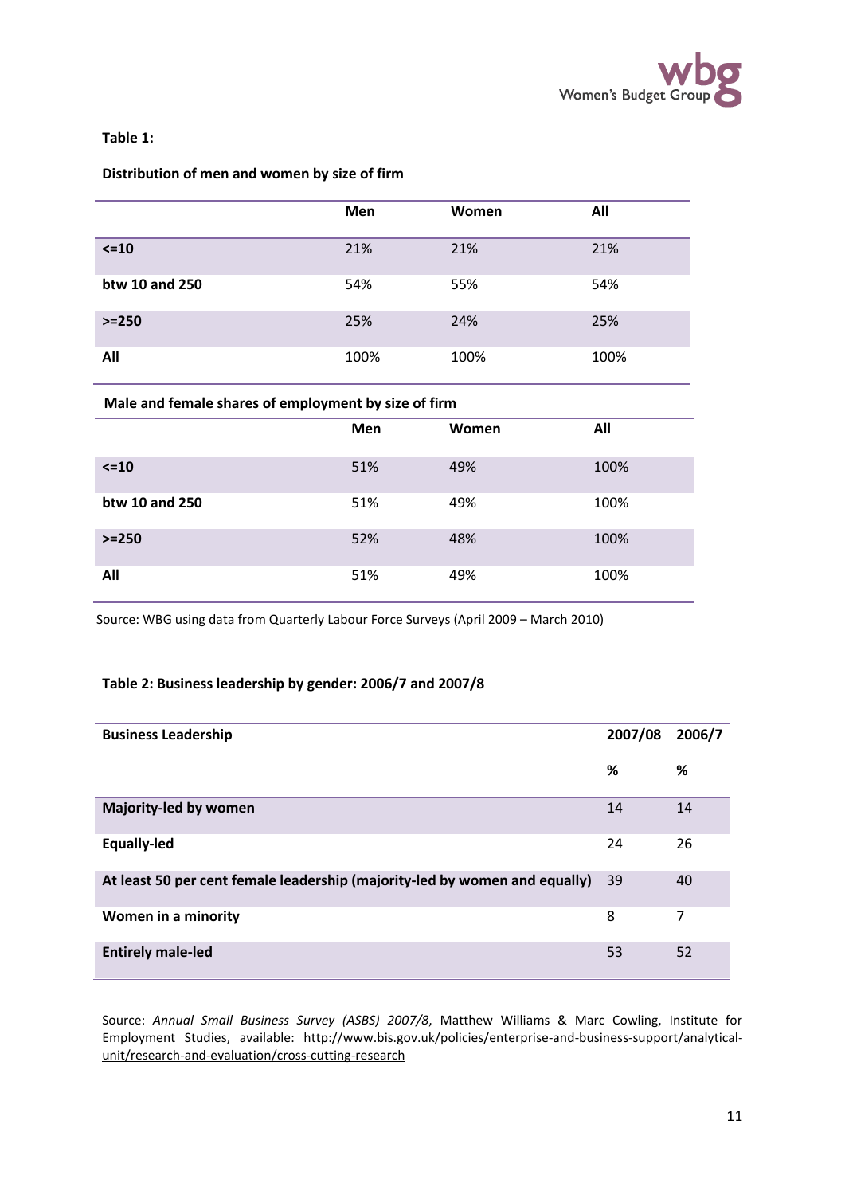**Table 1:**

**Distribution of men and women by size of firm**

| | Men | Women | All |
|---|---|---|---|
| **<=10** | 21% | 21% | 21% |
| **btw 10 and 250** | 54% | 55% | 54% |
| **>=250** | 25% | 24% | 25% |
| **All** | 100% | 100% | 100% |

**Male and female shares of employment by size of firm**

| | Men | Women | All |
|---|---|---|---|
| **<=10** | 51% | 49% | 100% |
| **btw 10 and 250** | 51% | 49% | 100% |
| **>=250** | 52% | 48% | 100% |
| **All** | 51% | 49% | 100% |

Source: WBG using data from Quarterly Labour Force Surveys (April 2009 – March 2010)

**Table 2: Business leadership by gender: 2006/7 and 2007/8**

| Business Leadership | 2007/08 | 2006/7 |
|---|---|---|
| | % | % |
| **Majority-led by women** | 14 | 14 |
| **Equally-led** | 24 | 26 |
| **At least 50 per cent female leadership (majority-led by women and equally)** | 39 | 40 |
| **Women in a minority** | 8 | 7 |
| **Entirely male-led** | 53 | 52 |

Source: *Annual Small Business Survey (ASBS) 2007/8*, Matthew Williams & Marc Cowling, Institute for Employment Studies, available: http://www.bis.gov.uk/policies/enterprise-and-business-support/analytical-unit/research-and-evaluation/cross-cutting-research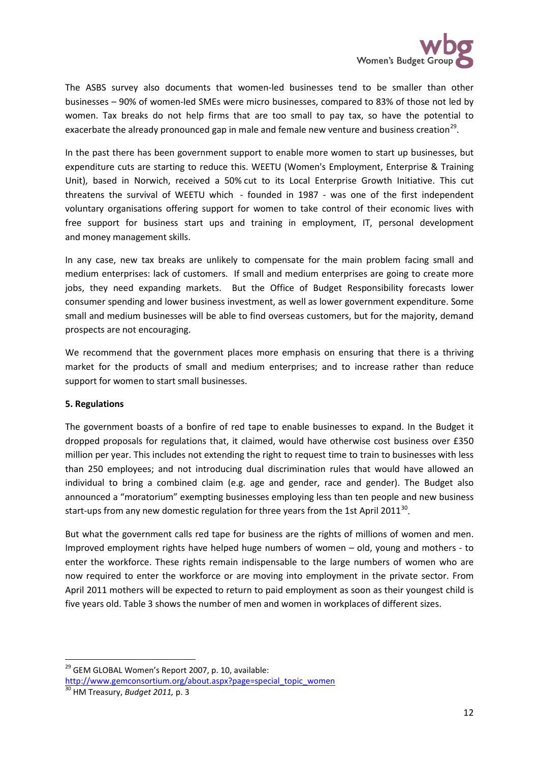The ASBS survey also documents that women-led businesses tend to be smaller than other businesses – 90% of women-led SMEs were micro businesses, compared to 83% of those not led by women. Tax breaks do not help firms that are too small to pay tax, so have the potential to exacerbate the already pronounced gap in male and female new venture and business creation[29].

In the past there has been government support to enable more women to start up businesses, but expenditure cuts are starting to reduce this. WEETU (Women's Employment, Enterprise & Training Unit), based in Norwich, received a 50% cut to its Local Enterprise Growth Initiative. This cut threatens the survival of WEETU which - founded in 1987 - was one of the first independent voluntary organisations offering support for women to take control of their economic lives with free support for business start ups and training in employment, IT, personal development and money management skills.

In any case, new tax breaks are unlikely to compensate for the main problem facing small and medium enterprises: lack of customers. If small and medium enterprises are going to create more jobs, they need expanding markets. But the Office of Budget Responsibility forecasts lower consumer spending and lower business investment, as well as lower government expenditure. Some small and medium businesses will be able to find overseas customers, but for the majority, demand prospects are not encouraging.

We recommend that the government places more emphasis on ensuring that there is a thriving market for the products of small and medium enterprises; and to increase rather than reduce support for women to start small businesses.

**5. Regulations**

The government boasts of a bonfire of red tape to enable businesses to expand. In the Budget it dropped proposals for regulations that, it claimed, would have otherwise cost business over £350 million per year. This includes not extending the right to request time to train to businesses with less than 250 employees; and not introducing dual discrimination rules that would have allowed an individual to bring a combined claim (e.g. age and gender, race and gender). The Budget also announced a "moratorium" exempting businesses employing less than ten people and new business start-ups from any new domestic regulation for three years from the 1st April 2011[30].

But what the government calls red tape for business are the rights of millions of women and men. Improved employment rights have helped huge numbers of women – old, young and mothers - to enter the workforce. These rights remain indispensable to the large numbers of women who are now required to enter the workforce or are moving into employment in the private sector. From April 2011 mothers will be expected to return to paid employment as soon as their youngest child is five years old. Table 3 shows the number of men and women in workplaces of different sizes.

---

[29] GEM GLOBAL Women's Report 2007, p. 10, available: http://www.gemconsortium.org/about.aspx?page=special_topic_women

[30] HM Treasury, *Budget 2011,* p. 3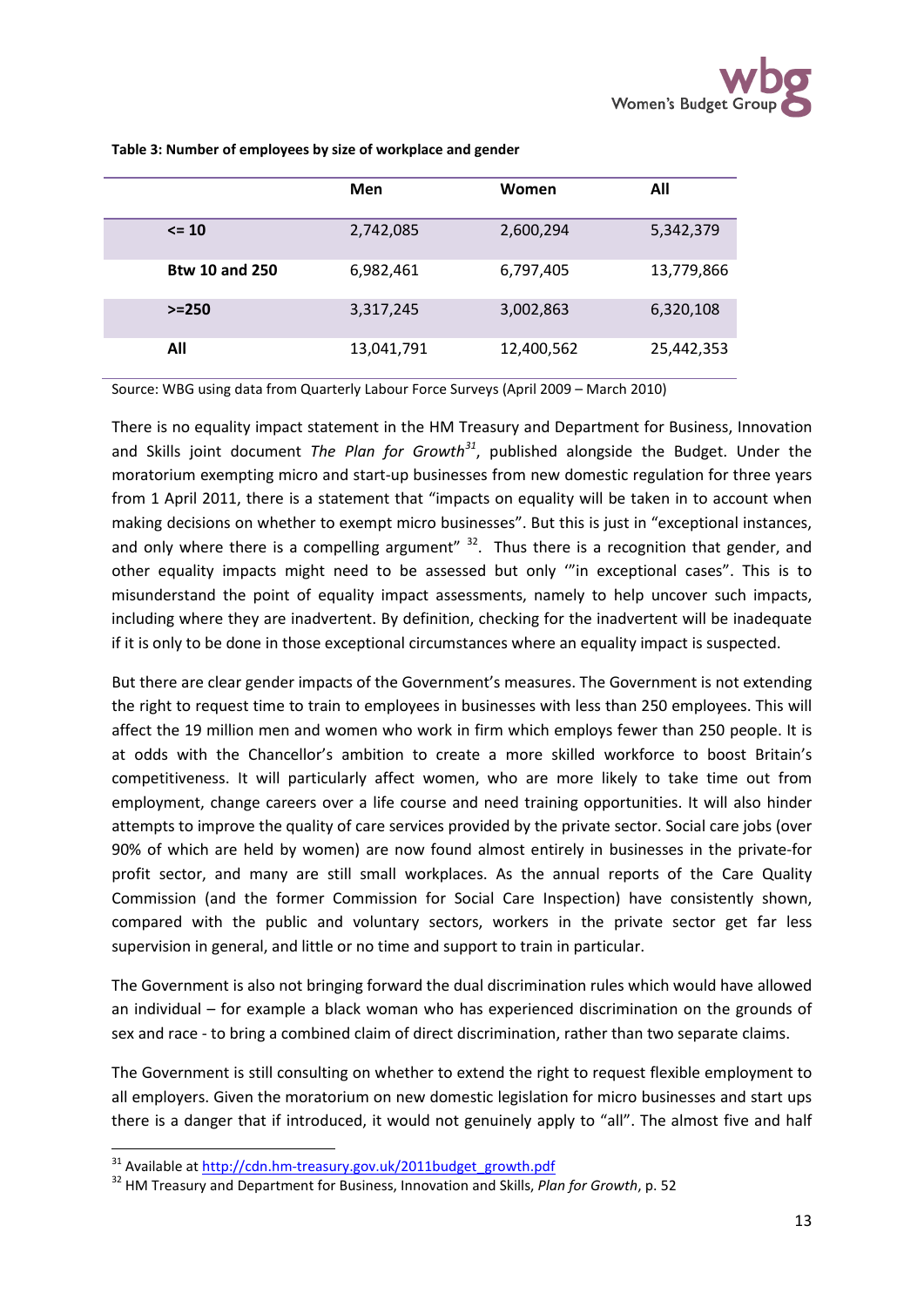**Table 3: Number of employees by size of workplace and gender**

| | Men | Women | All |
|---|---|---|---|
| **<= 10** | 2,742,085 | 2,600,294 | 5,342,379 |
| **Btw 10 and 250** | 6,982,461 | 6,797,405 | 13,779,866 |
| **>=250** | 3,317,245 | 3,002,863 | 6,320,108 |
| **All** | 13,041,791 | 12,400,562 | 25,442,353 |

Source: WBG using data from Quarterly Labour Force Surveys (April 2009 – March 2010)

There is no equality impact statement in the HM Treasury and Department for Business, Innovation and Skills joint document *The Plan for Growth*[31], published alongside the Budget. Under the moratorium exempting micro and start-up businesses from new domestic regulation for three years from 1 April 2011, there is a statement that "impacts on equality will be taken in to account when making decisions on whether to exempt micro businesses". But this is just in "exceptional instances, and only where there is a compelling argument" [32]. Thus there is a recognition that gender, and other equality impacts might need to be assessed but only '"in exceptional cases". This is to misunderstand the point of equality impact assessments, namely to help uncover such impacts, including where they are inadvertent. By definition, checking for the inadvertent will be inadequate if it is only to be done in those exceptional circumstances where an equality impact is suspected.

But there are clear gender impacts of the Government's measures. The Government is not extending the right to request time to train to employees in businesses with less than 250 employees. This will affect the 19 million men and women who work in firm which employs fewer than 250 people. It is at odds with the Chancellor's ambition to create a more skilled workforce to boost Britain's competitiveness. It will particularly affect women, who are more likely to take time out from employment, change careers over a life course and need training opportunities. It will also hinder attempts to improve the quality of care services provided by the private sector. Social care jobs (over 90% of which are held by women) are now found almost entirely in businesses in the private-for profit sector, and many are still small workplaces. As the annual reports of the Care Quality Commission (and the former Commission for Social Care Inspection) have consistently shown, compared with the public and voluntary sectors, workers in the private sector get far less supervision in general, and little or no time and support to train in particular.

The Government is also not bringing forward the dual discrimination rules which would have allowed an individual – for example a black woman who has experienced discrimination on the grounds of sex and race - to bring a combined claim of direct discrimination, rather than two separate claims.

The Government is still consulting on whether to extend the right to request flexible employment to all employers. Given the moratorium on new domestic legislation for micro businesses and start ups there is a danger that if introduced, it would not genuinely apply to "all". The almost five and half

[31] Available at http://cdn.hm-treasury.gov.uk/2011budget_growth.pdf

[32] HM Treasury and Department for Business, Innovation and Skills, *Plan for Growth*, p. 52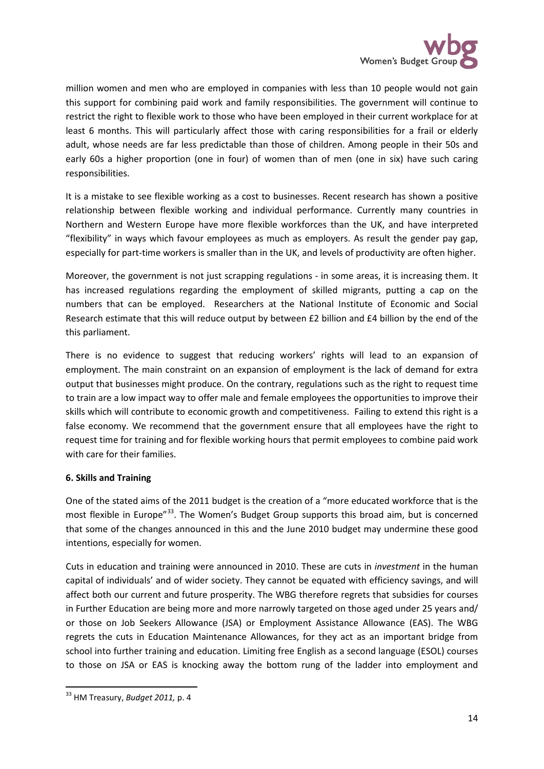million women and men who are employed in companies with less than 10 people would not gain this support for combining paid work and family responsibilities. The government will continue to restrict the right to flexible work to those who have been employed in their current workplace for at least 6 months. This will particularly affect those with caring responsibilities for a frail or elderly adult, whose needs are far less predictable than those of children. Among people in their 50s and early 60s a higher proportion (one in four) of women than of men (one in six) have such caring responsibilities.

It is a mistake to see flexible working as a cost to businesses. Recent research has shown a positive relationship between flexible working and individual performance. Currently many countries in Northern and Western Europe have more flexible workforces than the UK, and have interpreted "flexibility" in ways which favour employees as much as employers. As result the gender pay gap, especially for part-time workers is smaller than in the UK, and levels of productivity are often higher.

Moreover, the government is not just scrapping regulations - in some areas, it is increasing them. It has increased regulations regarding the employment of skilled migrants, putting a cap on the numbers that can be employed. Researchers at the National Institute of Economic and Social Research estimate that this will reduce output by between £2 billion and £4 billion by the end of the this parliament.

There is no evidence to suggest that reducing workers' rights will lead to an expansion of employment. The main constraint on an expansion of employment is the lack of demand for extra output that businesses might produce. On the contrary, regulations such as the right to request time to train are a low impact way to offer male and female employees the opportunities to improve their skills which will contribute to economic growth and competitiveness. Failing to extend this right is a false economy. We recommend that the government ensure that all employees have the right to request time for training and for flexible working hours that permit employees to combine paid work with care for their families.

**6. Skills and Training**

One of the stated aims of the 2011 budget is the creation of a "more educated workforce that is the most flexible in Europe"[33]. The Women's Budget Group supports this broad aim, but is concerned that some of the changes announced in this and the June 2010 budget may undermine these good intentions, especially for women.

Cuts in education and training were announced in 2010. These are cuts in *investment* in the human capital of individuals' and of wider society. They cannot be equated with efficiency savings, and will affect both our current and future prosperity. The WBG therefore regrets that subsidies for courses in Further Education are being more and more narrowly targeted on those aged under 25 years and/ or those on Job Seekers Allowance (JSA) or Employment Assistance Allowance (EAS). The WBG regrets the cuts in Education Maintenance Allowances, for they act as an important bridge from school into further training and education. Limiting free English as a second language (ESOL) courses to those on JSA or EAS is knocking away the bottom rung of the ladder into employment and

[33] HM Treasury, *Budget 2011,* p. 4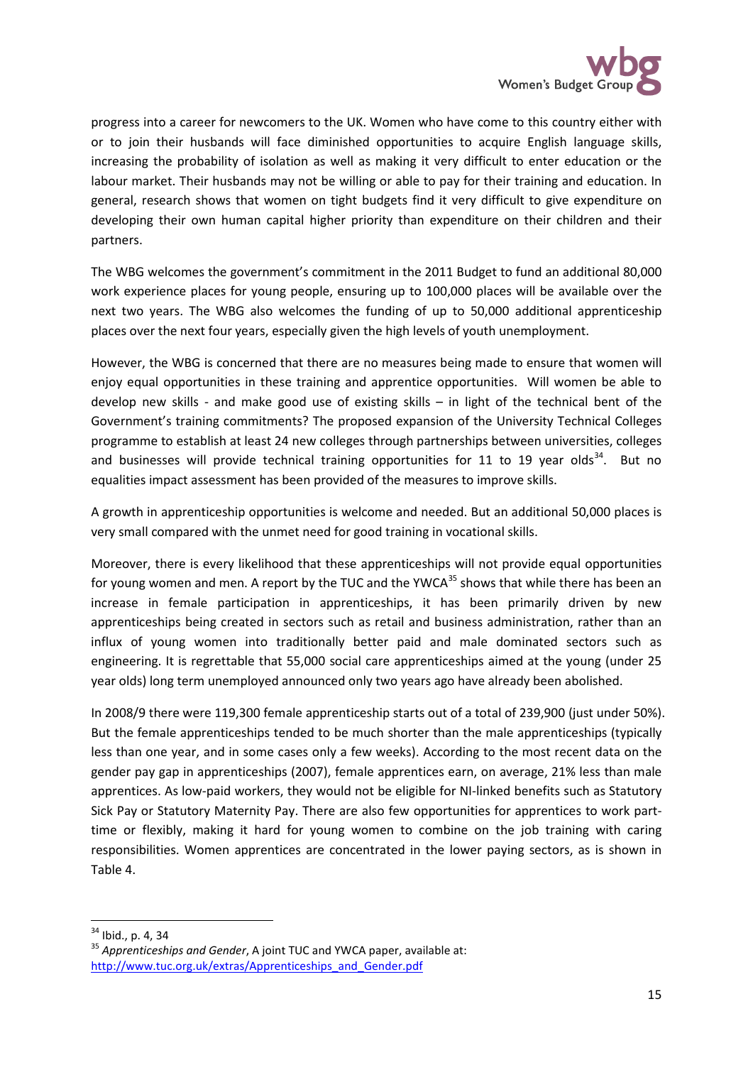progress into a career for newcomers to the UK. Women who have come to this country either with or to join their husbands will face diminished opportunities to acquire English language skills, increasing the probability of isolation as well as making it very difficult to enter education or the labour market. Their husbands may not be willing or able to pay for their training and education. In general, research shows that women on tight budgets find it very difficult to give expenditure on developing their own human capital higher priority than expenditure on their children and their partners.

The WBG welcomes the government's commitment in the 2011 Budget to fund an additional 80,000 work experience places for young people, ensuring up to 100,000 places will be available over the next two years. The WBG also welcomes the funding of up to 50,000 additional apprenticeship places over the next four years, especially given the high levels of youth unemployment.

However, the WBG is concerned that there are no measures being made to ensure that women will enjoy equal opportunities in these training and apprentice opportunities. Will women be able to develop new skills - and make good use of existing skills – in light of the technical bent of the Government's training commitments? The proposed expansion of the University Technical Colleges programme to establish at least 24 new colleges through partnerships between universities, colleges and businesses will provide technical training opportunities for 11 to 19 year olds[34]. But no equalities impact assessment has been provided of the measures to improve skills.

A growth in apprenticeship opportunities is welcome and needed. But an additional 50,000 places is very small compared with the unmet need for good training in vocational skills.

Moreover, there is every likelihood that these apprenticeships will not provide equal opportunities for young women and men. A report by the TUC and the YWCA[35] shows that while there has been an increase in female participation in apprenticeships, it has been primarily driven by new apprenticeships being created in sectors such as retail and business administration, rather than an influx of young women into traditionally better paid and male dominated sectors such as engineering. It is regrettable that 55,000 social care apprenticeships aimed at the young (under 25 year olds) long term unemployed announced only two years ago have already been abolished.

In 2008/9 there were 119,300 female apprenticeship starts out of a total of 239,900 (just under 50%). But the female apprenticeships tended to be much shorter than the male apprenticeships (typically less than one year, and in some cases only a few weeks). According to the most recent data on the gender pay gap in apprenticeships (2007), female apprentices earn, on average, 21% less than male apprentices. As low-paid workers, they would not be eligible for NI-linked benefits such as Statutory Sick Pay or Statutory Maternity Pay. There are also few opportunities for apprentices to work part-time or flexibly, making it hard for young women to combine on the job training with caring responsibilities. Women apprentices are concentrated in the lower paying sectors, as is shown in Table 4.

---

[34] Ibid., p. 4, 34

[35] *Apprenticeships and Gender*, A joint TUC and YWCA paper, available at: http://www.tuc.org.uk/extras/Apprenticeships_and_Gender.pdf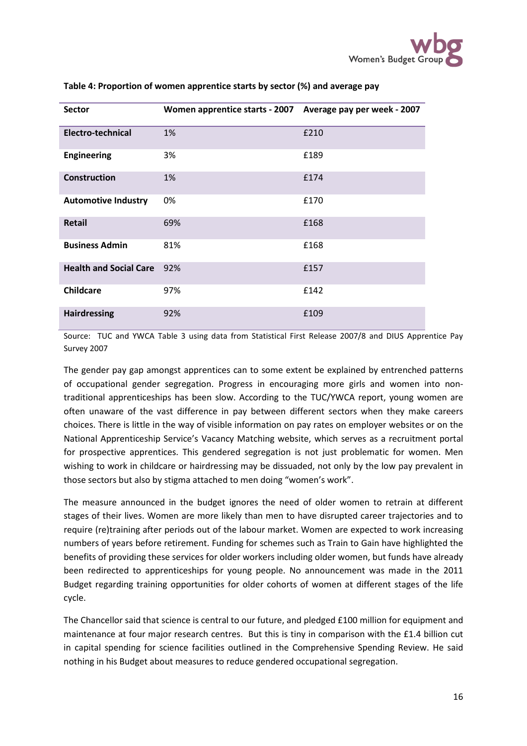**Table 4: Proportion of women apprentice starts by sector (%) and average pay**

| Sector | Women apprentice starts - 2007 | Average pay per week - 2007 |
|---|---|---|
| **Electro-technical** | 1% | £210 |
| **Engineering** | 3% | £189 |
| **Construction** | 1% | £174 |
| **Automotive Industry** | 0% | £170 |
| **Retail** | 69% | £168 |
| **Business Admin** | 81% | £168 |
| **Health and Social Care** | 92% | £157 |
| **Childcare** | 97% | £142 |
| **Hairdressing** | 92% | £109 |

Source: TUC and YWCA Table 3 using data from Statistical First Release 2007/8 and DIUS Apprentice Pay Survey 2007

The gender pay gap amongst apprentices can to some extent be explained by entrenched patterns of occupational gender segregation. Progress in encouraging more girls and women into non-traditional apprenticeships has been slow. According to the TUC/YWCA report, young women are often unaware of the vast difference in pay between different sectors when they make careers choices. There is little in the way of visible information on pay rates on employer websites or on the National Apprenticeship Service's Vacancy Matching website, which serves as a recruitment portal for prospective apprentices. This gendered segregation is not just problematic for women. Men wishing to work in childcare or hairdressing may be dissuaded, not only by the low pay prevalent in those sectors but also by stigma attached to men doing "women's work".

The measure announced in the budget ignores the need of older women to retrain at different stages of their lives. Women are more likely than men to have disrupted career trajectories and to require (re)training after periods out of the labour market. Women are expected to work increasing numbers of years before retirement. Funding for schemes such as Train to Gain have highlighted the benefits of providing these services for older workers including older women, but funds have already been redirected to apprenticeships for young people. No announcement was made in the 2011 Budget regarding training opportunities for older cohorts of women at different stages of the life cycle.

The Chancellor said that science is central to our future, and pledged £100 million for equipment and maintenance at four major research centres. But this is tiny in comparison with the £1.4 billion cut in capital spending for science facilities outlined in the Comprehensive Spending Review. He said nothing in his Budget about measures to reduce gendered occupational segregation.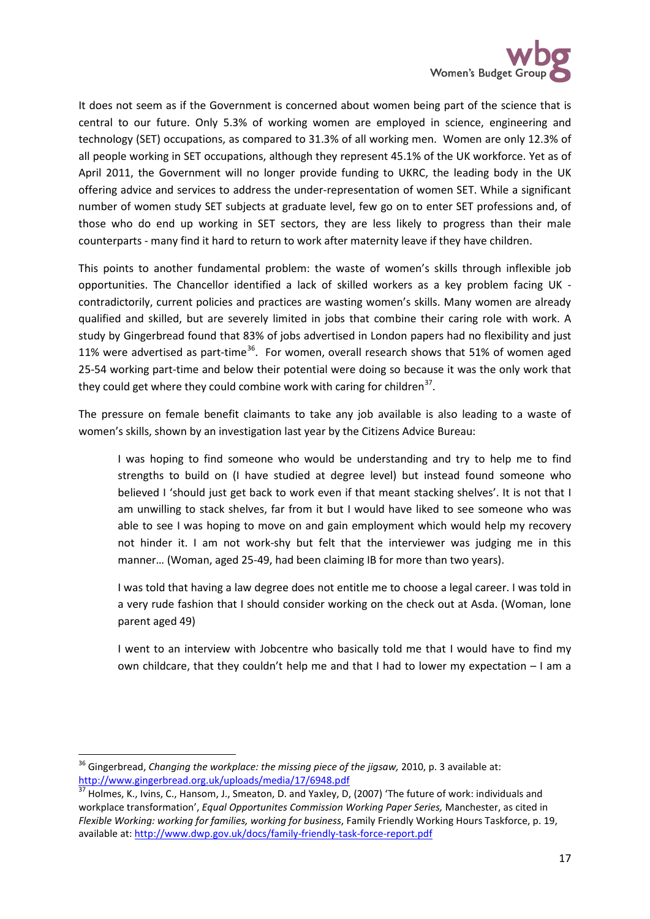It does not seem as if the Government is concerned about women being part of the science that is central to our future. Only 5.3% of working women are employed in science, engineering and technology (SET) occupations, as compared to 31.3% of all working men. Women are only 12.3% of all people working in SET occupations, although they represent 45.1% of the UK workforce. Yet as of April 2011, the Government will no longer provide funding to UKRC, the leading body in the UK offering advice and services to address the under-representation of women SET. While a significant number of women study SET subjects at graduate level, few go on to enter SET professions and, of those who do end up working in SET sectors, they are less likely to progress than their male counterparts - many find it hard to return to work after maternity leave if they have children.

This points to another fundamental problem: the waste of women's skills through inflexible job opportunities. The Chancellor identified a lack of skilled workers as a key problem facing UK - contradictorily, current policies and practices are wasting women's skills. Many women are already qualified and skilled, but are severely limited in jobs that combine their caring role with work. A study by Gingerbread found that 83% of jobs advertised in London papers had no flexibility and just 11% were advertised as part-time[36]. For women, overall research shows that 51% of women aged 25-54 working part-time and below their potential were doing so because it was the only work that they could get where they could combine work with caring for children[37].

The pressure on female benefit claimants to take any job available is also leading to a waste of women's skills, shown by an investigation last year by the Citizens Advice Bureau:

> I was hoping to find someone who would be understanding and try to help me to find strengths to build on (I have studied at degree level) but instead found someone who believed I 'should just get back to work even if that meant stacking shelves'. It is not that I am unwilling to stack shelves, far from it but I would have liked to see someone who was able to see I was hoping to move on and gain employment which would help my recovery not hinder it. I am not work-shy but felt that the interviewer was judging me in this manner… (Woman, aged 25-49, had been claiming IB for more than two years).

> I was told that having a law degree does not entitle me to choose a legal career. I was told in a very rude fashion that I should consider working on the check out at Asda. (Woman, lone parent aged 49)

> I went to an interview with Jobcentre who basically told me that I would have to find my own childcare, that they couldn't help me and that I had to lower my expectation – I am a

---

[36] Gingerbread, *Changing the workplace: the missing piece of the jigsaw,* 2010, p. 3 available at: http://www.gingerbread.org.uk/uploads/media/17/6948.pdf

[37] Holmes, K., Ivins, C., Hansom, J., Smeaton, D. and Yaxley, D, (2007) 'The future of work: individuals and workplace transformation', *Equal Opportunites Commission Working Paper Series,* Manchester, as cited in *Flexible Working: working for families, working for business*, Family Friendly Working Hours Taskforce, p. 19, available at: http://www.dwp.gov.uk/docs/family-friendly-task-force-report.pdf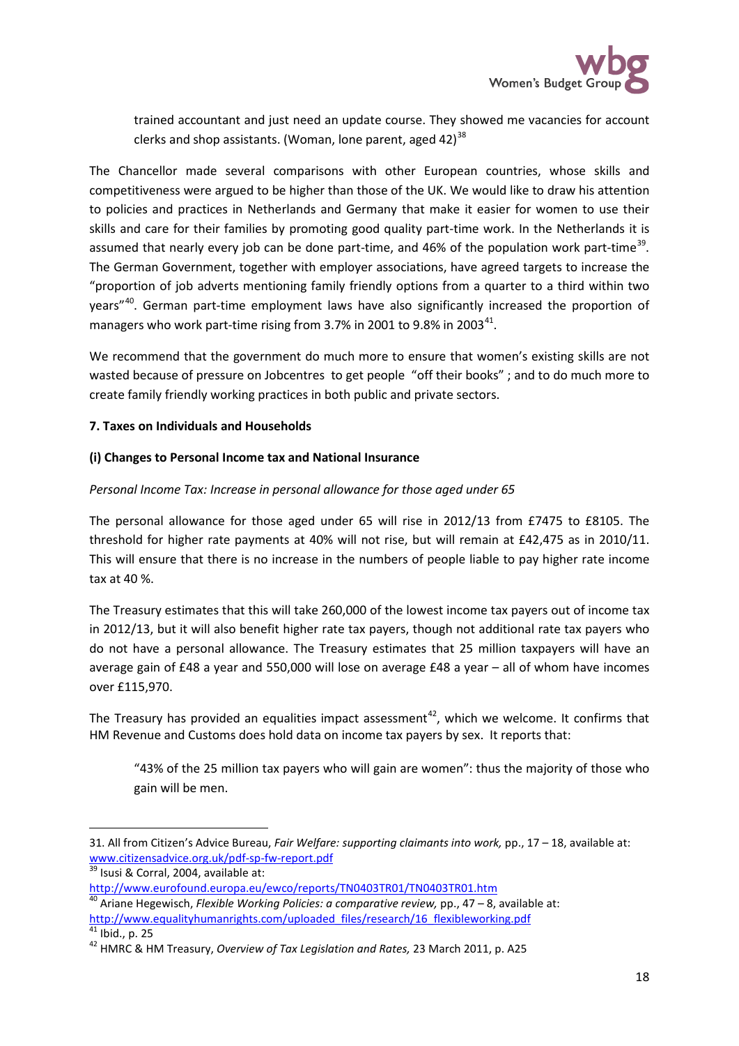trained accountant and just need an update course. They showed me vacancies for account clerks and shop assistants. (Woman, lone parent, aged 42)[38]

The Chancellor made several comparisons with other European countries, whose skills and competitiveness were argued to be higher than those of the UK. We would like to draw his attention to policies and practices in Netherlands and Germany that make it easier for women to use their skills and care for their families by promoting good quality part-time work. In the Netherlands it is assumed that nearly every job can be done part-time, and 46% of the population work part-time[39]. The German Government, together with employer associations, have agreed targets to increase the "proportion of job adverts mentioning family friendly options from a quarter to a third within two years"[40]. German part-time employment laws have also significantly increased the proportion of managers who work part-time rising from 3.7% in 2001 to 9.8% in 2003[41].

We recommend that the government do much more to ensure that women's existing skills are not wasted because of pressure on Jobcentres to get people "off their books" ; and to do much more to create family friendly working practices in both public and private sectors.

### 7. Taxes on Individuals and Households

#### (i) Changes to Personal Income tax and National Insurance

*Personal Income Tax: Increase in personal allowance for those aged under 65*

The personal allowance for those aged under 65 will rise in 2012/13 from £7475 to £8105. The threshold for higher rate payments at 40% will not rise, but will remain at £42,475 as in 2010/11. This will ensure that there is no increase in the numbers of people liable to pay higher rate income tax at 40 %.

The Treasury estimates that this will take 260,000 of the lowest income tax payers out of income tax in 2012/13, but it will also benefit higher rate tax payers, though not additional rate tax payers who do not have a personal allowance. The Treasury estimates that 25 million taxpayers will have an average gain of £48 a year and 550,000 will lose on average £48 a year – all of whom have incomes over £115,970.

The Treasury has provided an equalities impact assessment[42], which we welcome. It confirms that HM Revenue and Customs does hold data on income tax payers by sex. It reports that:

> "43% of the 25 million tax payers who will gain are women": thus the majority of those who gain will be men.

---

31. All from Citizen's Advice Bureau, *Fair Welfare: supporting claimants into work,* pp., 17 – 18, available at: www.citizensadvice.org.uk/pdf-sp-fw-report.pdf

[39] Isusi & Corral, 2004, available at: http://www.eurofound.europa.eu/ewco/reports/TN0403TR01/TN0403TR01.htm

[40] Ariane Hegewisch, *Flexible Working Policies: a comparative review,* pp., 47 – 8, available at: http://www.equalityhumanrights.com/uploaded_files/research/16_flexibleworking.pdf

[41] Ibid., p. 25

[42] HMRC & HM Treasury, *Overview of Tax Legislation and Rates,* 23 March 2011, p. A25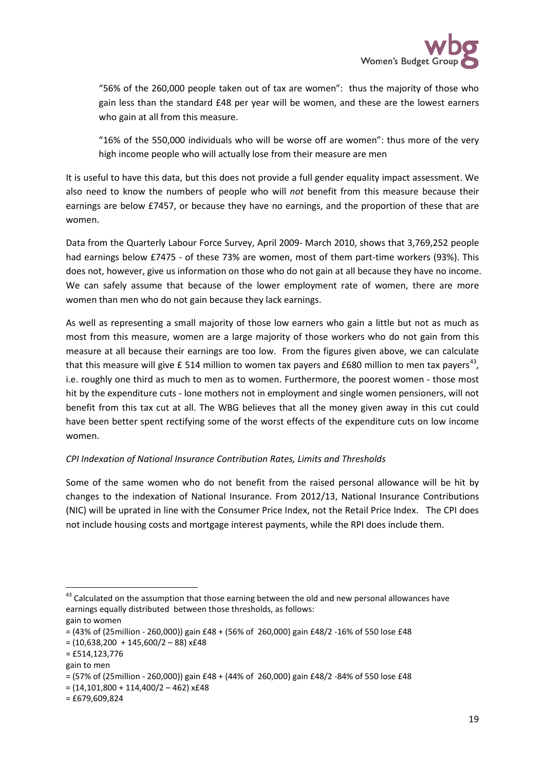"56% of the 260,000 people taken out of tax are women": thus the majority of those who gain less than the standard £48 per year will be women, and these are the lowest earners who gain at all from this measure.

"16% of the 550,000 individuals who will be worse off are women": thus more of the very high income people who will actually lose from their measure are men

It is useful to have this data, but this does not provide a full gender equality impact assessment. We also need to know the numbers of people who will *not* benefit from this measure because their earnings are below £7457, or because they have no earnings, and the proportion of these that are women.

Data from the Quarterly Labour Force Survey, April 2009- March 2010, shows that 3,769,252 people had earnings below £7475 - of these 73% are women, most of them part-time workers (93%). This does not, however, give us information on those who do not gain at all because they have no income. We can safely assume that because of the lower employment rate of women, there are more women than men who do not gain because they lack earnings.

As well as representing a small majority of those low earners who gain a little but not as much as most from this measure, women are a large majority of those workers who do not gain from this measure at all because their earnings are too low. From the figures given above, we can calculate that this measure will give £ 514 million to women tax payers and £680 million to men tax payers[43], i.e. roughly one third as much to men as to women. Furthermore, the poorest women - those most hit by the expenditure cuts - lone mothers not in employment and single women pensioners, will not benefit from this tax cut at all. The WBG believes that all the money given away in this cut could have been better spent rectifying some of the worst effects of the expenditure cuts on low income women.

*CPI Indexation of National Insurance Contribution Rates, Limits and Thresholds*

Some of the same women who do not benefit from the raised personal allowance will be hit by changes to the indexation of National Insurance. From 2012/13, National Insurance Contributions (NIC) will be uprated in line with the Consumer Price Index, not the Retail Price Index. The CPI does not include housing costs and mortgage interest payments, while the RPI does include them.

---

[43] Calculated on the assumption that those earning between the old and new personal allowances have earnings equally distributed between those thresholds, as follows:
gain to women
= (43% of (25million - 260,000)) gain £48 + (56% of 260,000) gain £48/2 -16% of 550 lose £48
= (10,638,200 + 145,600/2 – 88) x£48
= £514,123,776
gain to men
= (57% of (25million - 260,000)) gain £48 + (44% of 260,000) gain £48/2 -84% of 550 lose £48
= (14,101,800 + 114,400/2 – 462) x£48
= £679,609,824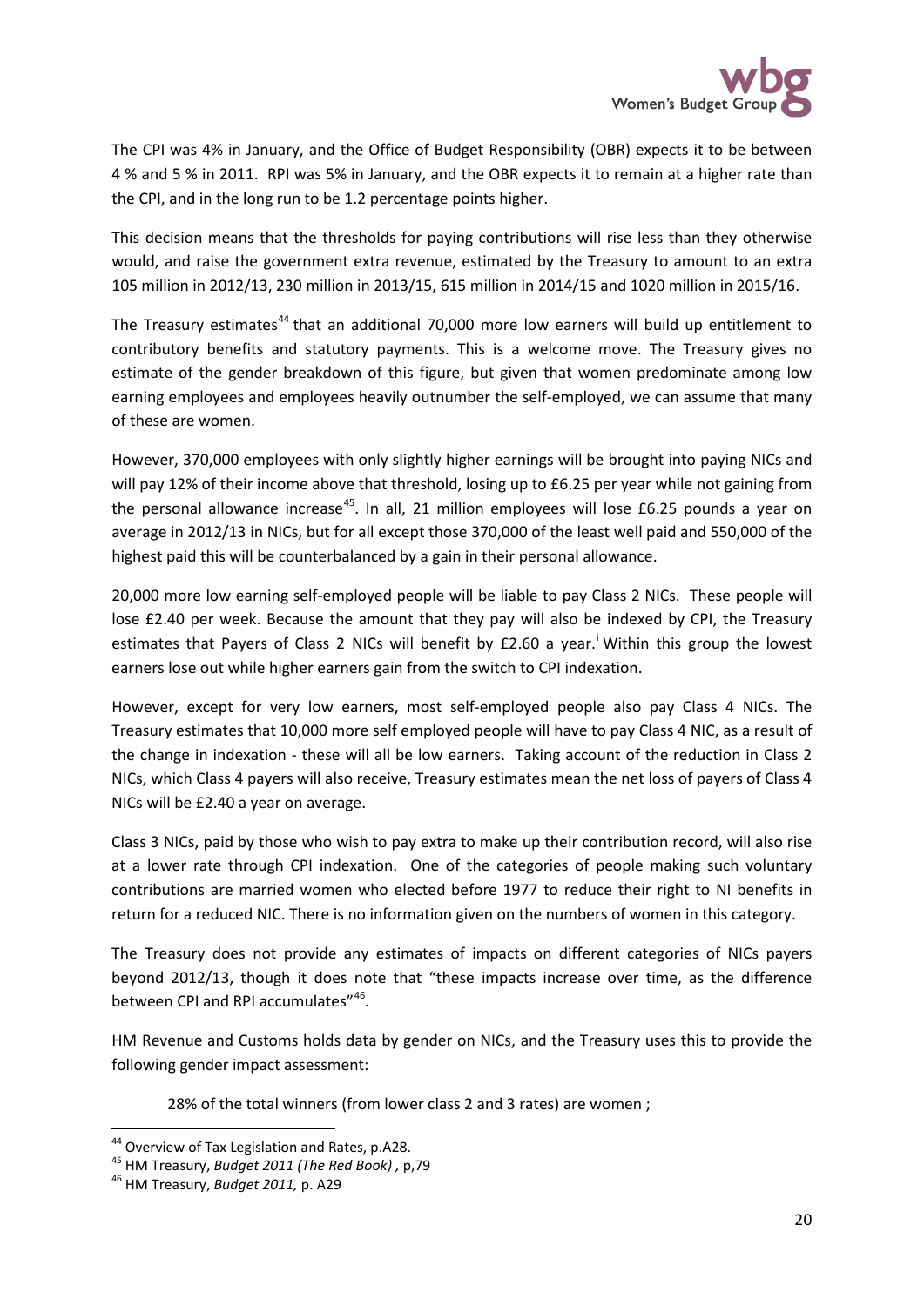The CPI was 4% in January, and the Office of Budget Responsibility (OBR) expects it to be between 4 % and 5 % in 2011. RPI was 5% in January, and the OBR expects it to remain at a higher rate than the CPI, and in the long run to be 1.2 percentage points higher.

This decision means that the thresholds for paying contributions will rise less than they otherwise would, and raise the government extra revenue, estimated by the Treasury to amount to an extra 105 million in 2012/13, 230 million in 2013/15, 615 million in 2014/15 and 1020 million in 2015/16.

The Treasury estimates[44] that an additional 70,000 more low earners will build up entitlement to contributory benefits and statutory payments. This is a welcome move. The Treasury gives no estimate of the gender breakdown of this figure, but given that women predominate among low earning employees and employees heavily outnumber the self-employed, we can assume that many of these are women.

However, 370,000 employees with only slightly higher earnings will be brought into paying NICs and will pay 12% of their income above that threshold, losing up to £6.25 per year while not gaining from the personal allowance increase[45]. In all, 21 million employees will lose £6.25 pounds a year on average in 2012/13 in NICs, but for all except those 370,000 of the least well paid and 550,000 of the highest paid this will be counterbalanced by a gain in their personal allowance.

20,000 more low earning self-employed people will be liable to pay Class 2 NICs. These people will lose £2.40 per week. Because the amount that they pay will also be indexed by CPI, the Treasury estimates that Payers of Class 2 NICs will benefit by £2.60 a year.[i] Within this group the lowest earners lose out while higher earners gain from the switch to CPI indexation.

However, except for very low earners, most self-employed people also pay Class 4 NICs. The Treasury estimates that 10,000 more self employed people will have to pay Class 4 NIC, as a result of the change in indexation - these will all be low earners. Taking account of the reduction in Class 2 NICs, which Class 4 payers will also receive, Treasury estimates mean the net loss of payers of Class 4 NICs will be £2.40 a year on average.

Class 3 NICs, paid by those who wish to pay extra to make up their contribution record, will also rise at a lower rate through CPI indexation. One of the categories of people making such voluntary contributions are married women who elected before 1977 to reduce their right to NI benefits in return for a reduced NIC. There is no information given on the numbers of women in this category.

The Treasury does not provide any estimates of impacts on different categories of NICs payers beyond 2012/13, though it does note that "these impacts increase over time, as the difference between CPI and RPI accumulates"[46].

HM Revenue and Customs holds data by gender on NICs, and the Treasury uses this to provide the following gender impact assessment:

> 28% of the total winners (from lower class 2 and 3 rates) are women ;

---

[44] Overview of Tax Legislation and Rates, p.A28.

[45] HM Treasury, *Budget 2011 (The Red Book)* , p,79

[46] HM Treasury, *Budget 2011,* p. A29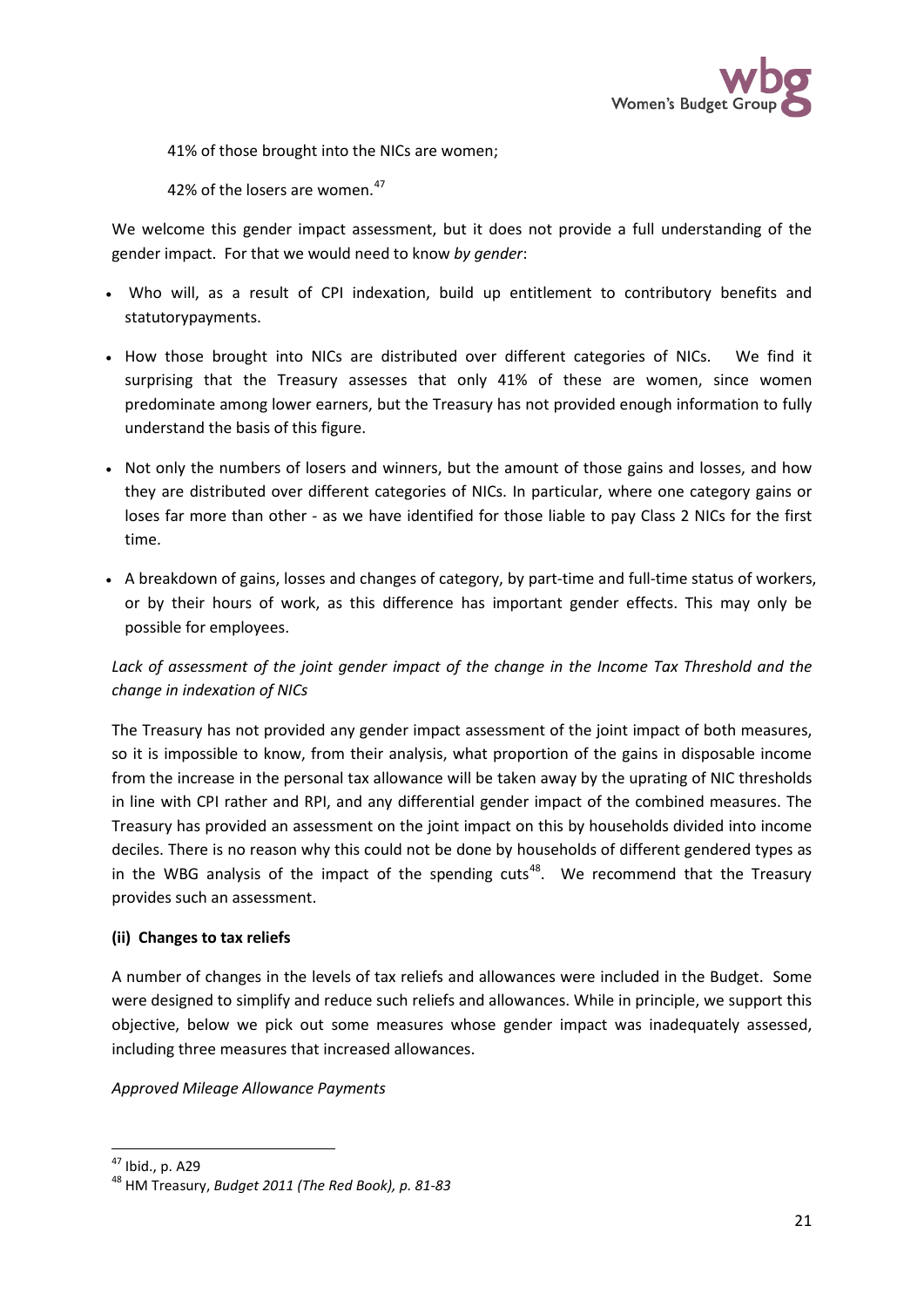41% of those brought into the NICs are women;

42% of the losers are women.[47]

We welcome this gender impact assessment, but it does not provide a full understanding of the gender impact. For that we would need to know *by gender*:

- Who will, as a result of CPI indexation, build up entitlement to contributory benefits and statutorypayments.
- How those brought into NICs are distributed over different categories of NICs. We find it surprising that the Treasury assesses that only 41% of these are women, since women predominate among lower earners, but the Treasury has not provided enough information to fully understand the basis of this figure.
- Not only the numbers of losers and winners, but the amount of those gains and losses, and how they are distributed over different categories of NICs. In particular, where one category gains or loses far more than other - as we have identified for those liable to pay Class 2 NICs for the first time.
- A breakdown of gains, losses and changes of category, by part-time and full-time status of workers, or by their hours of work, as this difference has important gender effects. This may only be possible for employees.

*Lack of assessment of the joint gender impact of the change in the Income Tax Threshold and the change in indexation of NICs*

The Treasury has not provided any gender impact assessment of the joint impact of both measures, so it is impossible to know, from their analysis, what proportion of the gains in disposable income from the increase in the personal tax allowance will be taken away by the uprating of NIC thresholds in line with CPI rather and RPI, and any differential gender impact of the combined measures. The Treasury has provided an assessment on the joint impact on this by households divided into income deciles. There is no reason why this could not be done by households of different gendered types as in the WBG analysis of the impact of the spending cuts[48]. We recommend that the Treasury provides such an assessment.

**(ii) Changes to tax reliefs**

A number of changes in the levels of tax reliefs and allowances were included in the Budget. Some were designed to simplify and reduce such reliefs and allowances. While in principle, we support this objective, below we pick out some measures whose gender impact was inadequately assessed, including three measures that increased allowances.

*Approved Mileage Allowance Payments*

---

[47] Ibid., p. A29

[48] HM Treasury, *Budget 2011 (The Red Book), p. 81-83*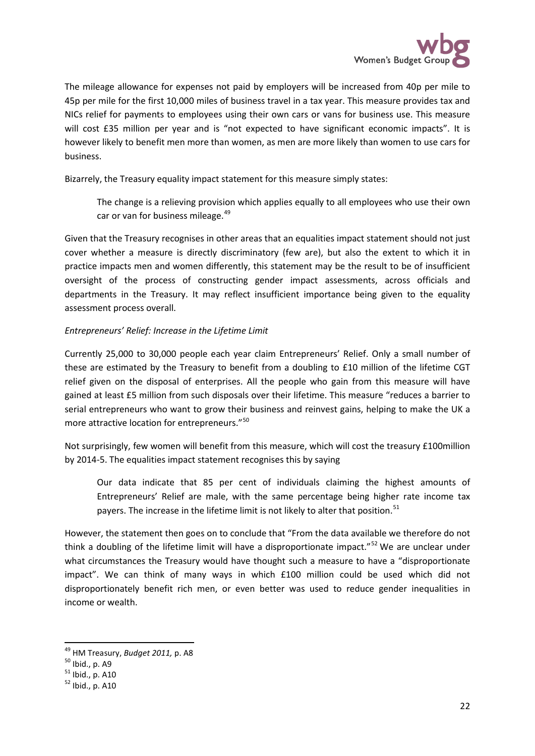The mileage allowance for expenses not paid by employers will be increased from 40p per mile to 45p per mile for the first 10,000 miles of business travel in a tax year. This measure provides tax and NICs relief for payments to employees using their own cars or vans for business use. This measure will cost £35 million per year and is "not expected to have significant economic impacts". It is however likely to benefit men more than women, as men are more likely than women to use cars for business.

Bizarrely, the Treasury equality impact statement for this measure simply states:

> The change is a relieving provision which applies equally to all employees who use their own car or van for business mileage.[49]

Given that the Treasury recognises in other areas that an equalities impact statement should not just cover whether a measure is directly discriminatory (few are), but also the extent to which it in practice impacts men and women differently, this statement may be the result to be of insufficient oversight of the process of constructing gender impact assessments, across officials and departments in the Treasury. It may reflect insufficient importance being given to the equality assessment process overall.

*Entrepreneurs' Relief: Increase in the Lifetime Limit*

Currently 25,000 to 30,000 people each year claim Entrepreneurs' Relief. Only a small number of these are estimated by the Treasury to benefit from a doubling to £10 million of the lifetime CGT relief given on the disposal of enterprises. All the people who gain from this measure will have gained at least £5 million from such disposals over their lifetime. This measure "reduces a barrier to serial entrepreneurs who want to grow their business and reinvest gains, helping to make the UK a more attractive location for entrepreneurs."[50]

Not surprisingly, few women will benefit from this measure, which will cost the treasury £100million by 2014-5. The equalities impact statement recognises this by saying

> Our data indicate that 85 per cent of individuals claiming the highest amounts of Entrepreneurs' Relief are male, with the same percentage being higher rate income tax payers. The increase in the lifetime limit is not likely to alter that position.[51]

However, the statement then goes on to conclude that "From the data available we therefore do not think a doubling of the lifetime limit will have a disproportionate impact."[52] We are unclear under what circumstances the Treasury would have thought such a measure to have a "disproportionate impact". We can think of many ways in which £100 million could be used which did not disproportionately benefit rich men, or even better was used to reduce gender inequalities in income or wealth.

---

[49] HM Treasury, *Budget 2011,* p. A8

[50] Ibid., p. A9

[51] Ibid., p. A10

[52] Ibid., p. A10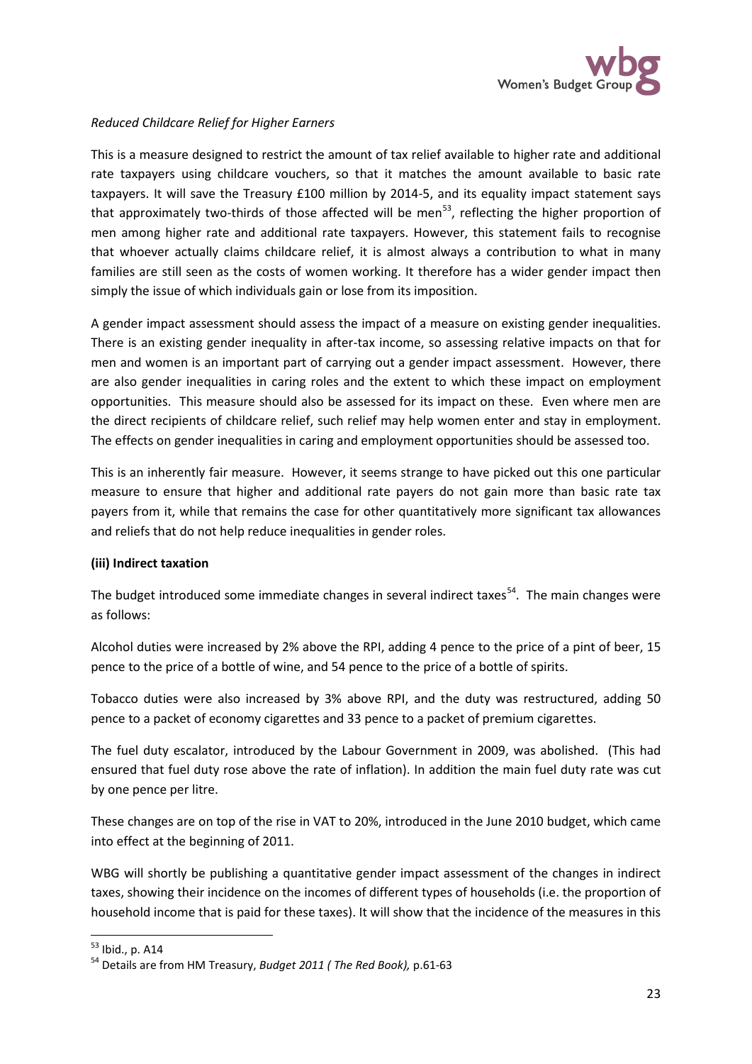*Reduced Childcare Relief for Higher Earners*

This is a measure designed to restrict the amount of tax relief available to higher rate and additional rate taxpayers using childcare vouchers, so that it matches the amount available to basic rate taxpayers. It will save the Treasury £100 million by 2014-5, and its equality impact statement says that approximately two-thirds of those affected will be men[53], reflecting the higher proportion of men among higher rate and additional rate taxpayers. However, this statement fails to recognise that whoever actually claims childcare relief, it is almost always a contribution to what in many families are still seen as the costs of women working. It therefore has a wider gender impact then simply the issue of which individuals gain or lose from its imposition.

A gender impact assessment should assess the impact of a measure on existing gender inequalities. There is an existing gender inequality in after-tax income, so assessing relative impacts on that for men and women is an important part of carrying out a gender impact assessment. However, there are also gender inequalities in caring roles and the extent to which these impact on employment opportunities. This measure should also be assessed for its impact on these. Even where men are the direct recipients of childcare relief, such relief may help women enter and stay in employment. The effects on gender inequalities in caring and employment opportunities should be assessed too.

This is an inherently fair measure. However, it seems strange to have picked out this one particular measure to ensure that higher and additional rate payers do not gain more than basic rate tax payers from it, while that remains the case for other quantitatively more significant tax allowances and reliefs that do not help reduce inequalities in gender roles.

**(iii) Indirect taxation**

The budget introduced some immediate changes in several indirect taxes[54]. The main changes were as follows:

Alcohol duties were increased by 2% above the RPI, adding 4 pence to the price of a pint of beer, 15 pence to the price of a bottle of wine, and 54 pence to the price of a bottle of spirits.

Tobacco duties were also increased by 3% above RPI, and the duty was restructured, adding 50 pence to a packet of economy cigarettes and 33 pence to a packet of premium cigarettes.

The fuel duty escalator, introduced by the Labour Government in 2009, was abolished. (This had ensured that fuel duty rose above the rate of inflation). In addition the main fuel duty rate was cut by one pence per litre.

These changes are on top of the rise in VAT to 20%, introduced in the June 2010 budget, which came into effect at the beginning of 2011.

WBG will shortly be publishing a quantitative gender impact assessment of the changes in indirect taxes, showing their incidence on the incomes of different types of households (i.e. the proportion of household income that is paid for these taxes). It will show that the incidence of the measures in this

---

[53] Ibid., p. A14

[54] Details are from HM Treasury, *Budget 2011 ( The Red Book),* p.61-63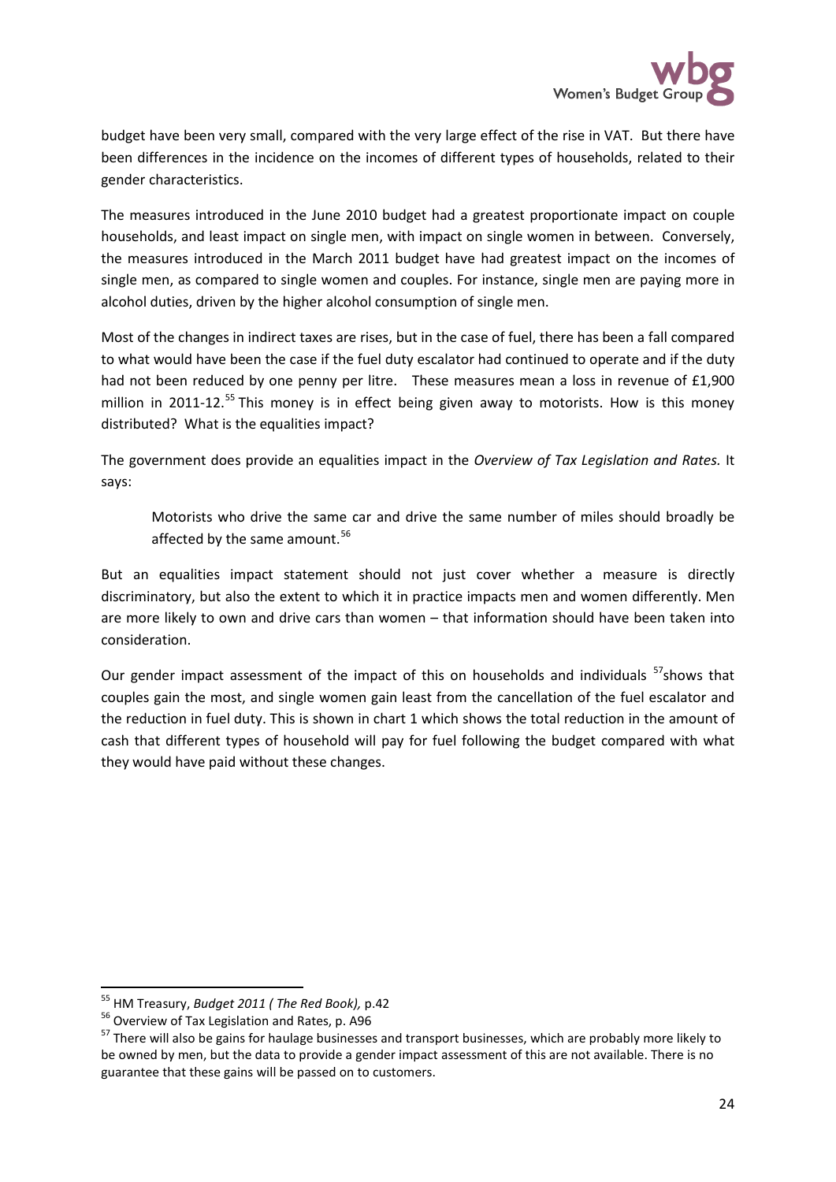budget have been very small, compared with the very large effect of the rise in VAT. But there have been differences in the incidence on the incomes of different types of households, related to their gender characteristics.

The measures introduced in the June 2010 budget had a greatest proportionate impact on couple households, and least impact on single men, with impact on single women in between. Conversely, the measures introduced in the March 2011 budget have had greatest impact on the incomes of single men, as compared to single women and couples. For instance, single men are paying more in alcohol duties, driven by the higher alcohol consumption of single men.

Most of the changes in indirect taxes are rises, but in the case of fuel, there has been a fall compared to what would have been the case if the fuel duty escalator had continued to operate and if the duty had not been reduced by one penny per litre. These measures mean a loss in revenue of £1,900 million in 2011-12.[55] This money is in effect being given away to motorists. How is this money distributed? What is the equalities impact?

The government does provide an equalities impact in the *Overview of Tax Legislation and Rates.* It says:

> Motorists who drive the same car and drive the same number of miles should broadly be affected by the same amount.[56]

But an equalities impact statement should not just cover whether a measure is directly discriminatory, but also the extent to which it in practice impacts men and women differently. Men are more likely to own and drive cars than women – that information should have been taken into consideration.

Our gender impact assessment of the impact of this on households and individuals [57]shows that couples gain the most, and single women gain least from the cancellation of the fuel escalator and the reduction in fuel duty. This is shown in chart 1 which shows the total reduction in the amount of cash that different types of household will pay for fuel following the budget compared with what they would have paid without these changes.

---

[55] HM Treasury, *Budget 2011 ( The Red Book),* p.42

[56] Overview of Tax Legislation and Rates, p. A96

[57] There will also be gains for haulage businesses and transport businesses, which are probably more likely to be owned by men, but the data to provide a gender impact assessment of this are not available. There is no guarantee that these gains will be passed on to customers.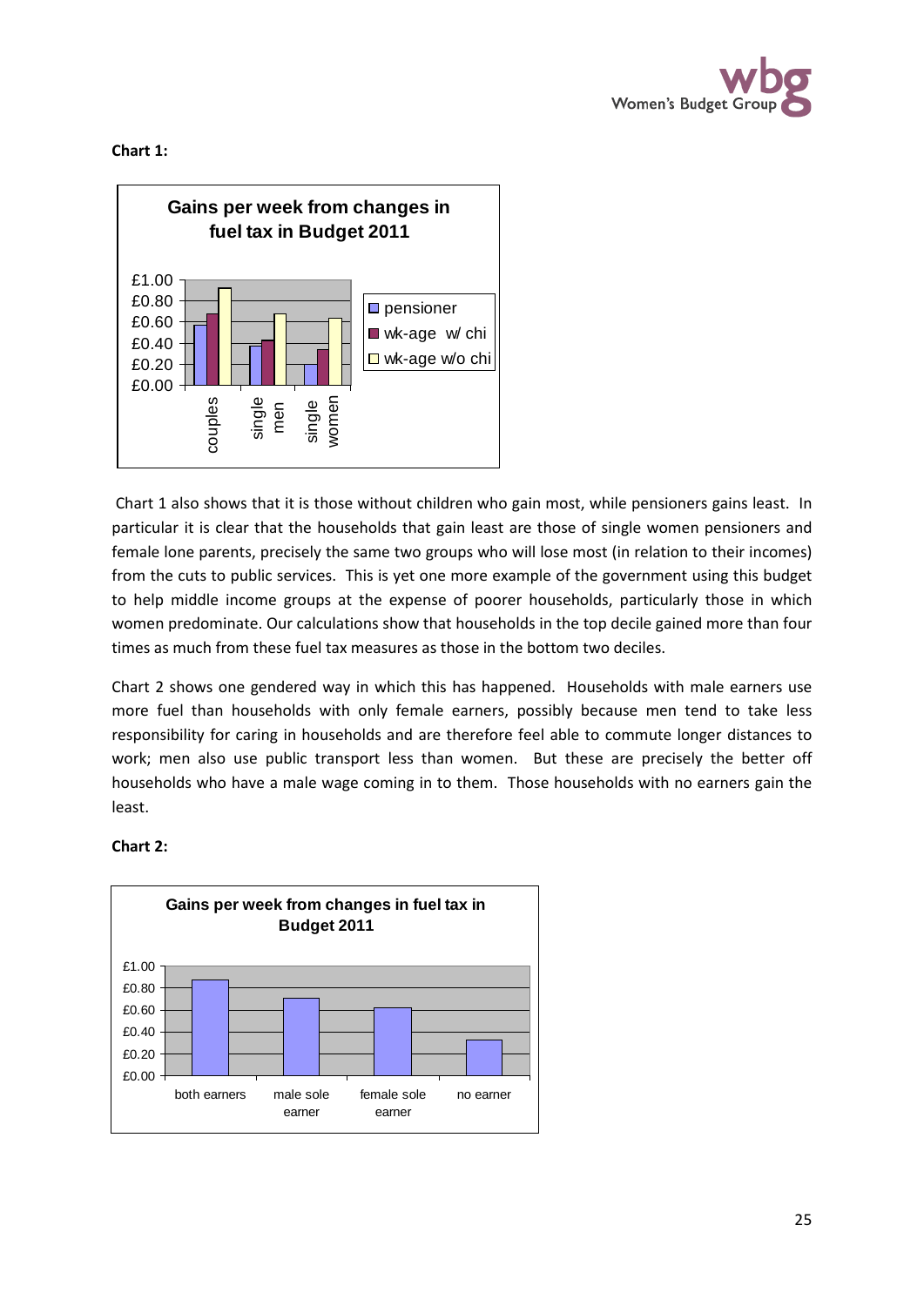**Chart 1:**

**Gains per week from changes in fuel tax in Budget 2011**

Chart 1 also shows that it is those without children who gain most, while pensioners gains least. In particular it is clear that the households that gain least are those of single women pensioners and female lone parents, precisely the same two groups who will lose most (in relation to their incomes) from the cuts to public services. This is yet one more example of the government using this budget to help middle income groups at the expense of poorer households, particularly those in which women predominate. Our calculations show that households in the top decile gained more than four times as much from these fuel tax measures as those in the bottom two deciles.

Chart 2 shows one gendered way in which this has happened. Households with male earners use more fuel than households with only female earners, possibly because men tend to take less responsibility for caring in households and are therefore feel able to commute longer distances to work; men also use public transport less than women. But these are precisely the better off households who have a male wage coming in to them. Those households with no earners gain the least.

**Chart 2:**

**Gains per week from changes in fuel tax in Budget 2011**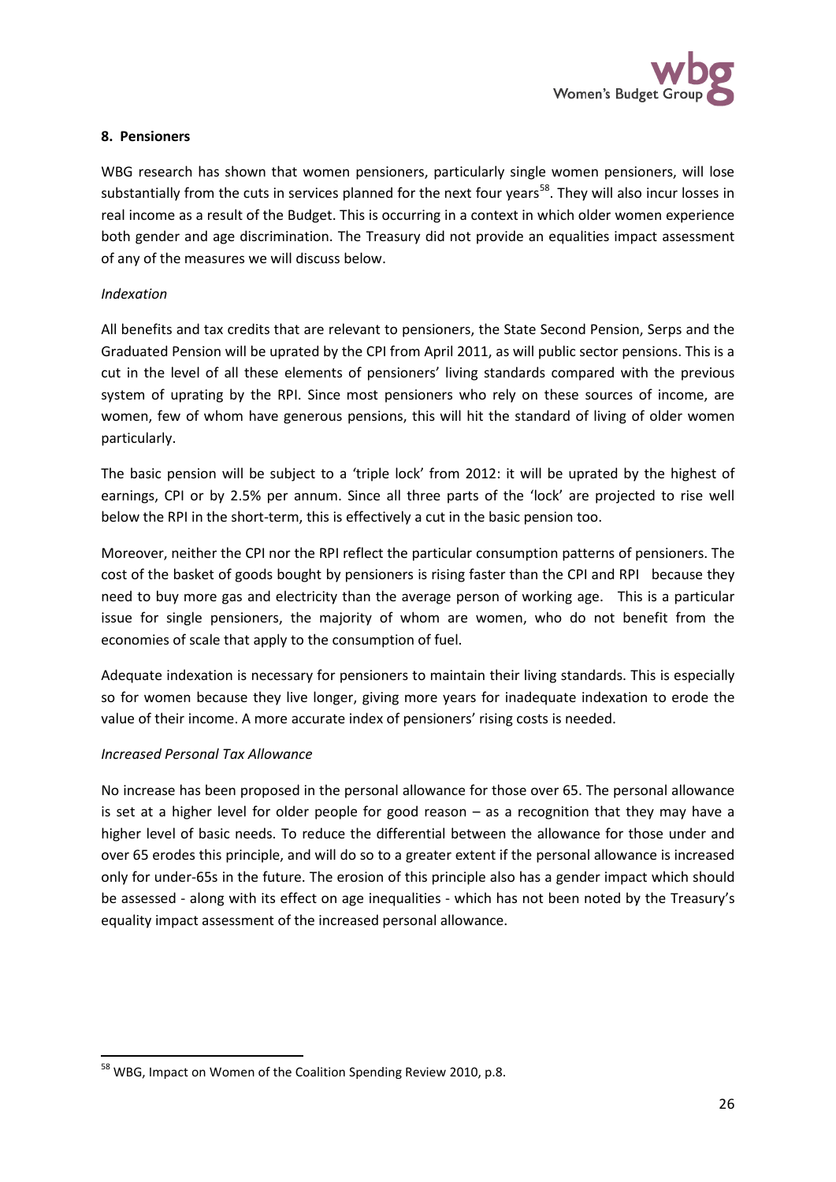## 8. Pensioners

WBG research has shown that women pensioners, particularly single women pensioners, will lose substantially from the cuts in services planned for the next four years[58]. They will also incur losses in real income as a result of the Budget. This is occurring in a context in which older women experience both gender and age discrimination. The Treasury did not provide an equalities impact assessment of any of the measures we will discuss below.

*Indexation*

All benefits and tax credits that are relevant to pensioners, the State Second Pension, Serps and the Graduated Pension will be uprated by the CPI from April 2011, as will public sector pensions. This is a cut in the level of all these elements of pensioners' living standards compared with the previous system of uprating by the RPI. Since most pensioners who rely on these sources of income, are women, few of whom have generous pensions, this will hit the standard of living of older women particularly.

The basic pension will be subject to a 'triple lock' from 2012: it will be uprated by the highest of earnings, CPI or by 2.5% per annum. Since all three parts of the 'lock' are projected to rise well below the RPI in the short-term, this is effectively a cut in the basic pension too.

Moreover, neither the CPI nor the RPI reflect the particular consumption patterns of pensioners. The cost of the basket of goods bought by pensioners is rising faster than the CPI and RPI because they need to buy more gas and electricity than the average person of working age. This is a particular issue for single pensioners, the majority of whom are women, who do not benefit from the economies of scale that apply to the consumption of fuel.

Adequate indexation is necessary for pensioners to maintain their living standards. This is especially so for women because they live longer, giving more years for inadequate indexation to erode the value of their income. A more accurate index of pensioners' rising costs is needed.

*Increased Personal Tax Allowance*

No increase has been proposed in the personal allowance for those over 65. The personal allowance is set at a higher level for older people for good reason – as a recognition that they may have a higher level of basic needs. To reduce the differential between the allowance for those under and over 65 erodes this principle, and will do so to a greater extent if the personal allowance is increased only for under-65s in the future. The erosion of this principle also has a gender impact which should be assessed - along with its effect on age inequalities - which has not been noted by the Treasury's equality impact assessment of the increased personal allowance.

---

[58] WBG, Impact on Women of the Coalition Spending Review 2010, p.8.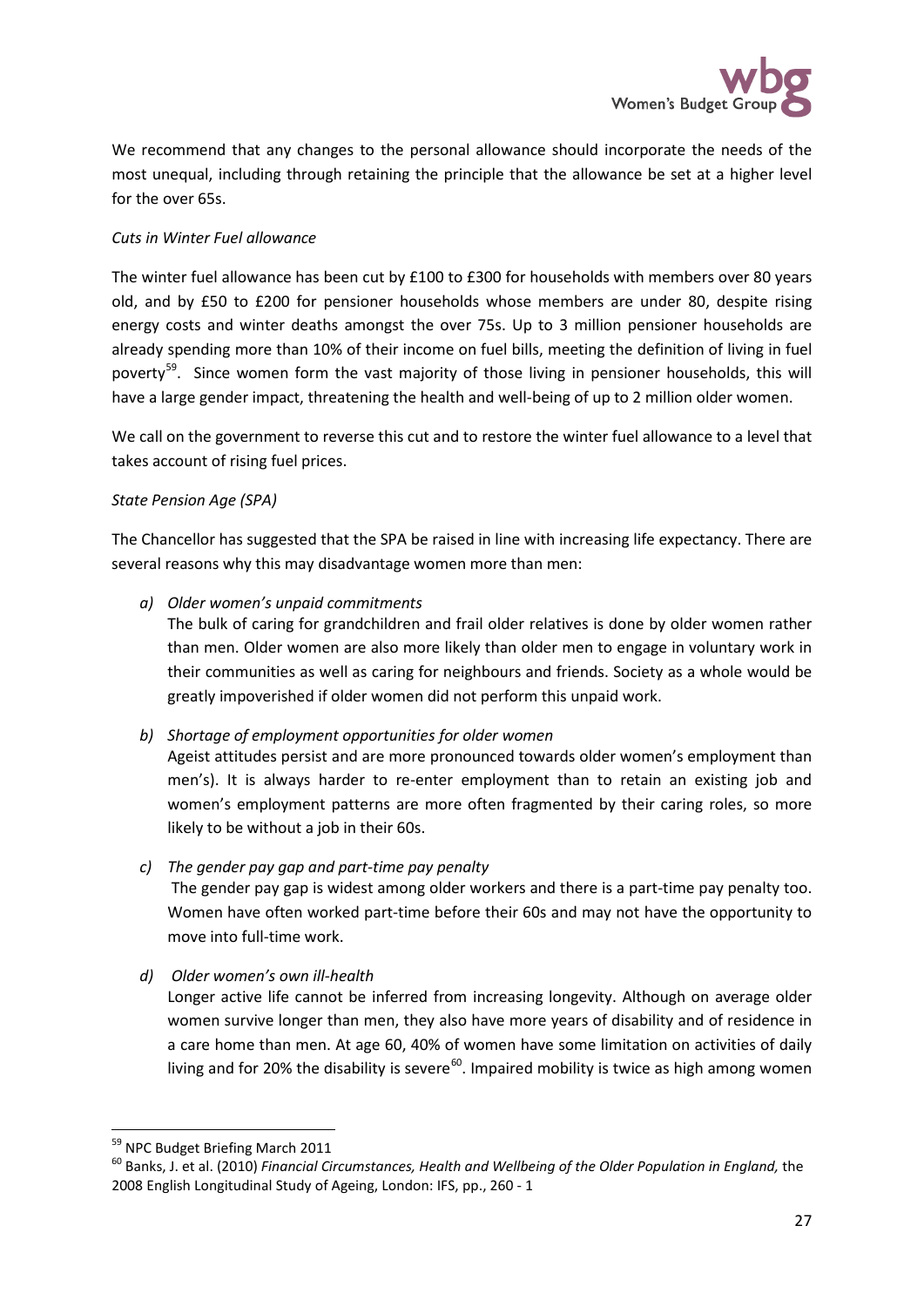We recommend that any changes to the personal allowance should incorporate the needs of the most unequal, including through retaining the principle that the allowance be set at a higher level for the over 65s.

*Cuts in Winter Fuel allowance*

The winter fuel allowance has been cut by £100 to £300 for households with members over 80 years old, and by £50 to £200 for pensioner households whose members are under 80, despite rising energy costs and winter deaths amongst the over 75s. Up to 3 million pensioner households are already spending more than 10% of their income on fuel bills, meeting the definition of living in fuel poverty[59]. Since women form the vast majority of those living in pensioner households, this will have a large gender impact, threatening the health and well-being of up to 2 million older women.

We call on the government to reverse this cut and to restore the winter fuel allowance to a level that takes account of rising fuel prices.

*State Pension Age (SPA)*

The Chancellor has suggested that the SPA be raised in line with increasing life expectancy. There are several reasons why this may disadvantage women more than men:

a) *Older women's unpaid commitments*
   The bulk of caring for grandchildren and frail older relatives is done by older women rather than men. Older women are also more likely than older men to engage in voluntary work in their communities as well as caring for neighbours and friends. Society as a whole would be greatly impoverished if older women did not perform this unpaid work.

b) *Shortage of employment opportunities for older women*
   Ageist attitudes persist and are more pronounced towards older women's employment than men's). It is always harder to re-enter employment than to retain an existing job and women's employment patterns are more often fragmented by their caring roles, so more likely to be without a job in their 60s.

c) *The gender pay gap and part-time pay penalty*
   The gender pay gap is widest among older workers and there is a part-time pay penalty too. Women have often worked part-time before their 60s and may not have the opportunity to move into full-time work.

d) *Older women's own ill-health*
   Longer active life cannot be inferred from increasing longevity. Although on average older women survive longer than men, they also have more years of disability and of residence in a care home than men. At age 60, 40% of women have some limitation on activities of daily living and for 20% the disability is severe[60]. Impaired mobility is twice as high among women

---

[59] NPC Budget Briefing March 2011

[60] Banks, J. et al. (2010) *Financial Circumstances, Health and Wellbeing of the Older Population in England,* the 2008 English Longitudinal Study of Ageing, London: IFS, pp., 260 - 1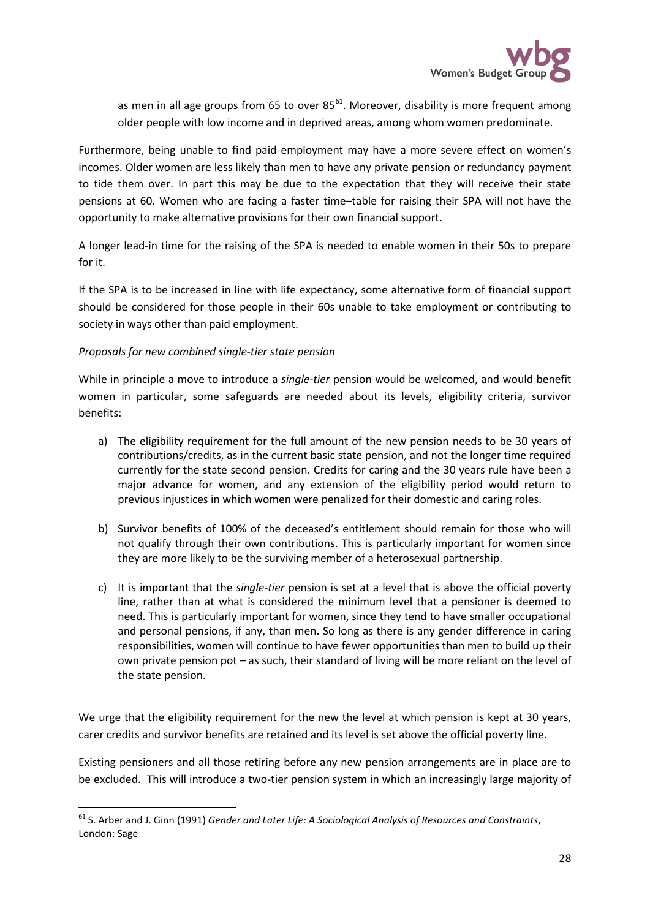as men in all age groups from 65 to over 85[61]. Moreover, disability is more frequent among older people with low income and in deprived areas, among whom women predominate.

Furthermore, being unable to find paid employment may have a more severe effect on women's incomes. Older women are less likely than men to have any private pension or redundancy payment to tide them over. In part this may be due to the expectation that they will receive their state pensions at 60. Women who are facing a faster time–table for raising their SPA will not have the opportunity to make alternative provisions for their own financial support.

A longer lead-in time for the raising of the SPA is needed to enable women in their 50s to prepare for it.

If the SPA is to be increased in line with life expectancy, some alternative form of financial support should be considered for those people in their 60s unable to take employment or contributing to society in ways other than paid employment.

*Proposals for new combined single-tier state pension*

While in principle a move to introduce a *single-tier* pension would be welcomed, and would benefit women in particular, some safeguards are needed about its levels, eligibility criteria, survivor benefits:

a) The eligibility requirement for the full amount of the new pension needs to be 30 years of contributions/credits, as in the current basic state pension, and not the longer time required currently for the state second pension. Credits for caring and the 30 years rule have been a major advance for women, and any extension of the eligibility period would return to previous injustices in which women were penalized for their domestic and caring roles.

b) Survivor benefits of 100% of the deceased's entitlement should remain for those who will not qualify through their own contributions. This is particularly important for women since they are more likely to be the surviving member of a heterosexual partnership.

c) It is important that the *single-tier* pension is set at a level that is above the official poverty line, rather than at what is considered the minimum level that a pensioner is deemed to need. This is particularly important for women, since they tend to have smaller occupational and personal pensions, if any, than men. So long as there is any gender difference in caring responsibilities, women will continue to have fewer opportunities than men to build up their own private pension pot – as such, their standard of living will be more reliant on the level of the state pension.

We urge that the eligibility requirement for the new the level at which pension is kept at 30 years, carer credits and survivor benefits are retained and its level is set above the official poverty line.

Existing pensioners and all those retiring before any new pension arrangements are in place are to be excluded. This will introduce a two-tier pension system in which an increasingly large majority of

[61] S. Arber and J. Ginn (1991) *Gender and Later Life: A Sociological Analysis of Resources and Constraints*, London: Sage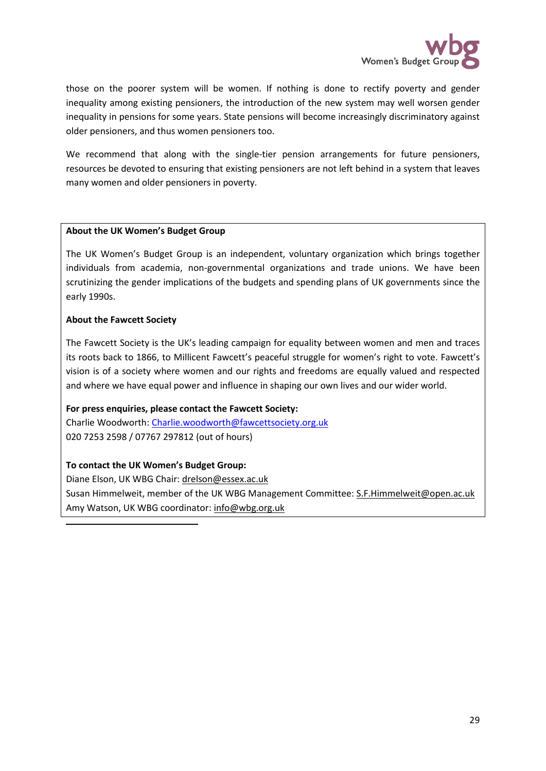those on the poorer system will be women. If nothing is done to rectify poverty and gender inequality among existing pensioners, the introduction of the new system may well worsen gender inequality in pensions for some years. State pensions will become increasingly discriminatory against older pensioners, and thus women pensioners too.

We recommend that along with the single-tier pension arrangements for future pensioners, resources be devoted to ensuring that existing pensioners are not left behind in a system that leaves many women and older pensioners in poverty.

**About the UK Women's Budget Group**

The UK Women's Budget Group is an independent, voluntary organization which brings together individuals from academia, non-governmental organizations and trade unions. We have been scrutinizing the gender implications of the budgets and spending plans of UK governments since the early 1990s.

**About the Fawcett Society**

The Fawcett Society is the UK's leading campaign for equality between women and men and traces its roots back to 1866, to Millicent Fawcett's peaceful struggle for women's right to vote. Fawcett's vision is of a society where women and our rights and freedoms are equally valued and respected and where we have equal power and influence in shaping our own lives and our wider world.

**For press enquiries, please contact the Fawcett Society:**
Charlie Woodworth: Charlie.woodworth@fawcettsociety.org.uk
020 7253 2598 / 07767 297812 (out of hours)

**To contact the UK Women's Budget Group:**
Diane Elson, UK WBG Chair: drelson@essex.ac.uk
Susan Himmelweit, member of the UK WBG Management Committee: S.F.Himmelweit@open.ac.uk
Amy Watson, UK WBG coordinator: info@wbg.org.uk